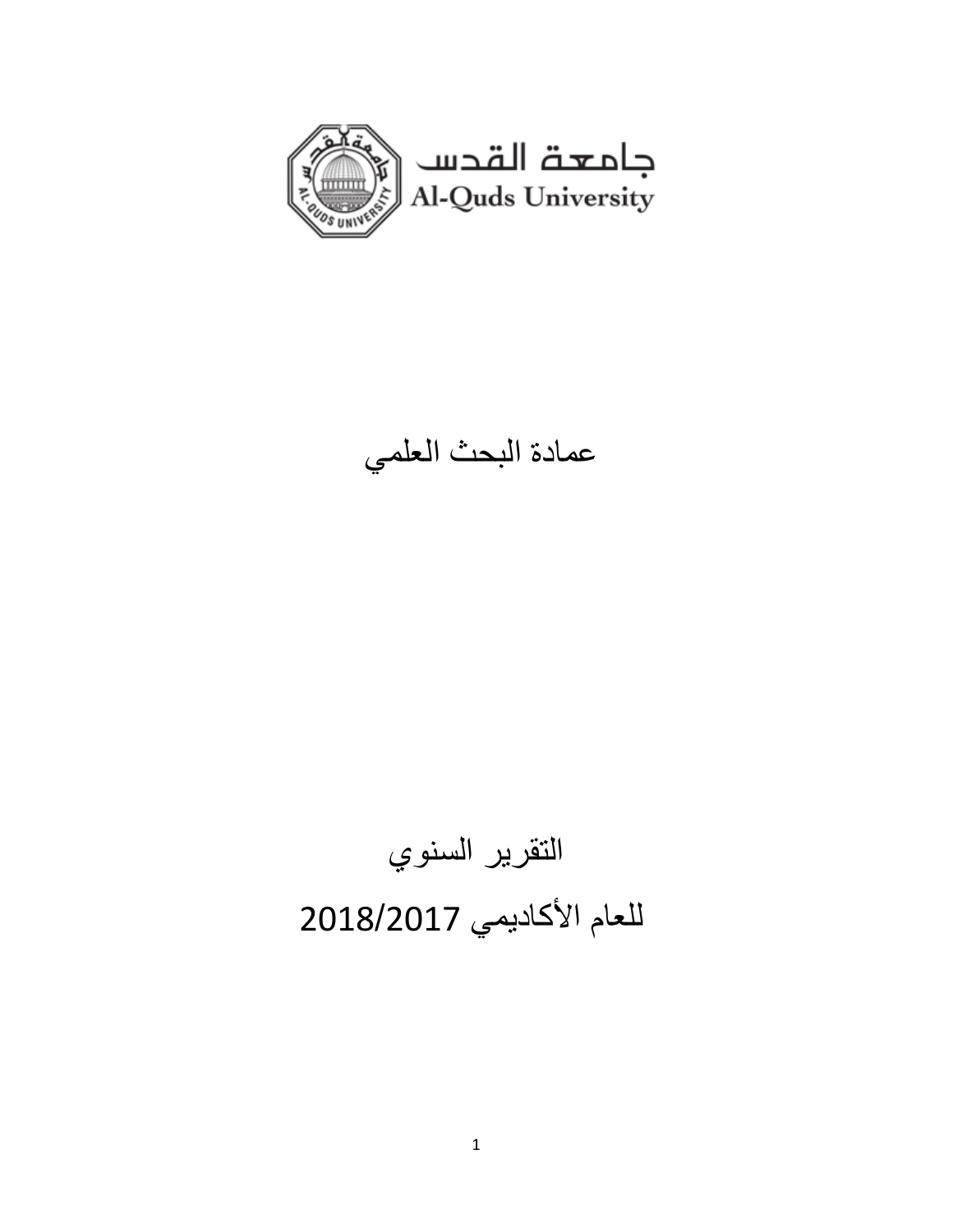جامعة القدس

Al-Quds University

# عمادة البحث العلمي

# التقرير السنوي

# للعام الأكاديمي 2018/2017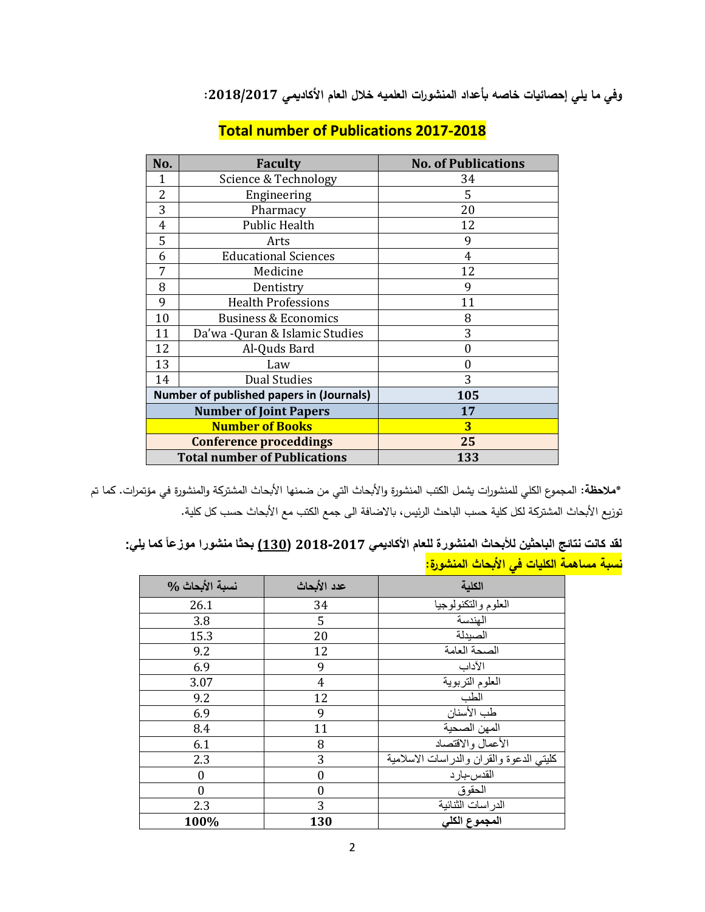**وفي ما يلي إحصائيات خاصه بأعداد المنشورات العلميه خلال العام الأكاديمي 2018/2017:**

## Total number of Publications 2017-2018

| No. | Faculty | No. of Publications |
|---|---|---|
| 1 | Science & Technology | 34 |
| 2 | Engineering | 5 |
| 3 | Pharmacy | 20 |
| 4 | Public Health | 12 |
| 5 | Arts | 9 |
| 6 | Educational Sciences | 4 |
| 7 | Medicine | 12 |
| 8 | Dentistry | 9 |
| 9 | Health Professions | 11 |
| 10 | Business & Economics | 8 |
| 11 | Da'wa -Quran & Islamic Studies | 3 |
| 12 | Al-Quds Bard | 0 |
| 13 | Law | 0 |
| 14 | Dual Studies | 3 |
| **Number of published papers in (Journals)** | | **105** |
| **Number of Joint Papers** | | **17** |
| **Number of Books** | | **3** |
| **Conference proceddings** | | **25** |
| **Total number of Publications** | | **133** |

***ملاحظة:** المجموع الكلي للمنشورات يشمل الكتب المنشورة والأبحاث التي من ضمنها الأبحاث المشتركة والمنشورة في مؤتمرات. كما تم توزيع الأبحاث المشتركة لكل كلية حسب الباحث الرئيس، بالاضافة الى جمع الكتب مع الأبحاث حسب كل كلية.

**لقد كانت نتائج الباحثين للأبحاث المنشورة للعام الأكاديمي 2017-2018 (130) بحثا منشورا موزعاً كما يلي:**

**نسبة مساهمة الكليات في الأبحاث المنشورة:**

| الكلية | عدد الأبحاث | نسبة الأبحاث % |
|---|---|---|
| العلوم والتكنولوجيا | 34 | 26.1 |
| الهندسة | 5 | 3.8 |
| الصيدلة | 20 | 15.3 |
| الصحة العامة | 12 | 9.2 |
| الآداب | 9 | 6.9 |
| العلوم التربوية | 4 | 3.07 |
| الطب | 12 | 9.2 |
| طب الأسنان | 9 | 6.9 |
| المهن الصحية | 11 | 8.4 |
| الأعمال والاقتصاد | 8 | 6.1 |
| كليتي الدعوة والقران والدراسات الاسلامية | 3 | 2.3 |
| القدس-بارد | 0 | 0 |
| الحقوق | 0 | 0 |
| الدراسات الثنائية | 3 | 2.3 |
| **المجموع الكلي** | **130** | **100%** |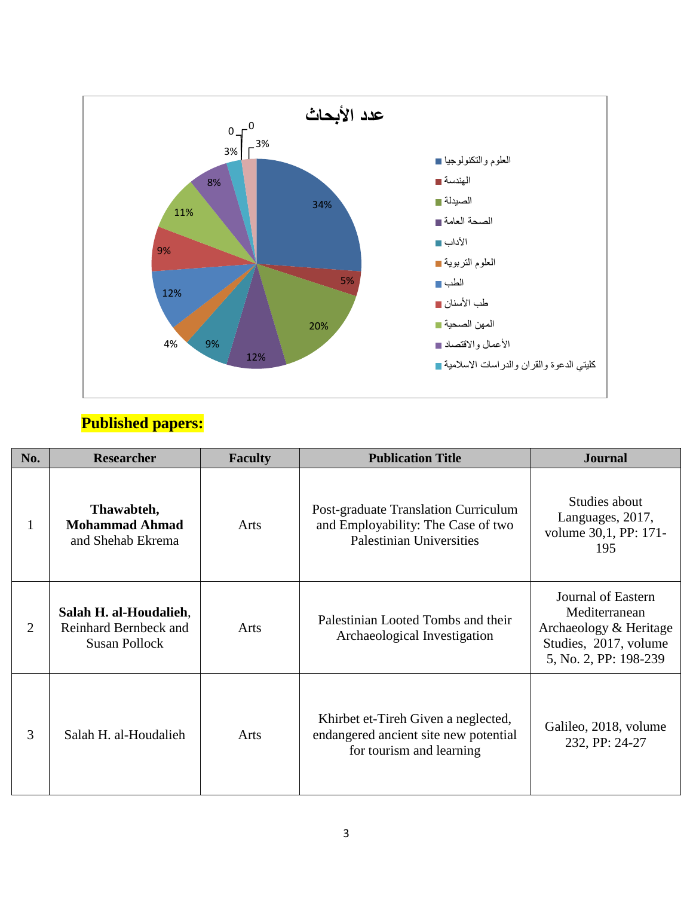عدد الأبحاث

- العلوم والتكنولوجيا: 34%
- الهندسة: 5%
- الصيدلة: 20%
- الصحة العامة: 12%
- الأداب: 9%
- العلوم التربوية: 4%
- الطب: 12%
- طب الأسنان: 9%
- المهن الصحية: 11%
- الأعمال والاقتصاد: 8%
- كليتي الدعوة والقران والدراسات الاسلامية: 3%

Other chart labels: 3%, 0, 0

## Published papers:

| No. | Researcher | Faculty | Publication Title | Journal |
|---|---|---|---|---|
| 1 | **Thawabteh, Mohammad Ahmad** and Shehab Ekrema | Arts | Post-graduate Translation Curriculum and Employability: The Case of two Palestinian Universities | Studies about Languages, 2017, volume 30,1, PP: 171-195 |
| 2 | **Salah H. al-Houdalieh**, Reinhard Bernbeck and Susan Pollock | Arts | Palestinian Looted Tombs and their Archaeological Investigation | Journal of Eastern Mediterranean Archaeology & Heritage Studies, 2017, volume 5, No. 2, PP: 198-239 |
| 3 | Salah H. al-Houdalieh | Arts | Khirbet et-Tireh Given a neglected, endangered ancient site new potential for tourism and learning | Galileo, 2018, volume 232, PP: 24-27 |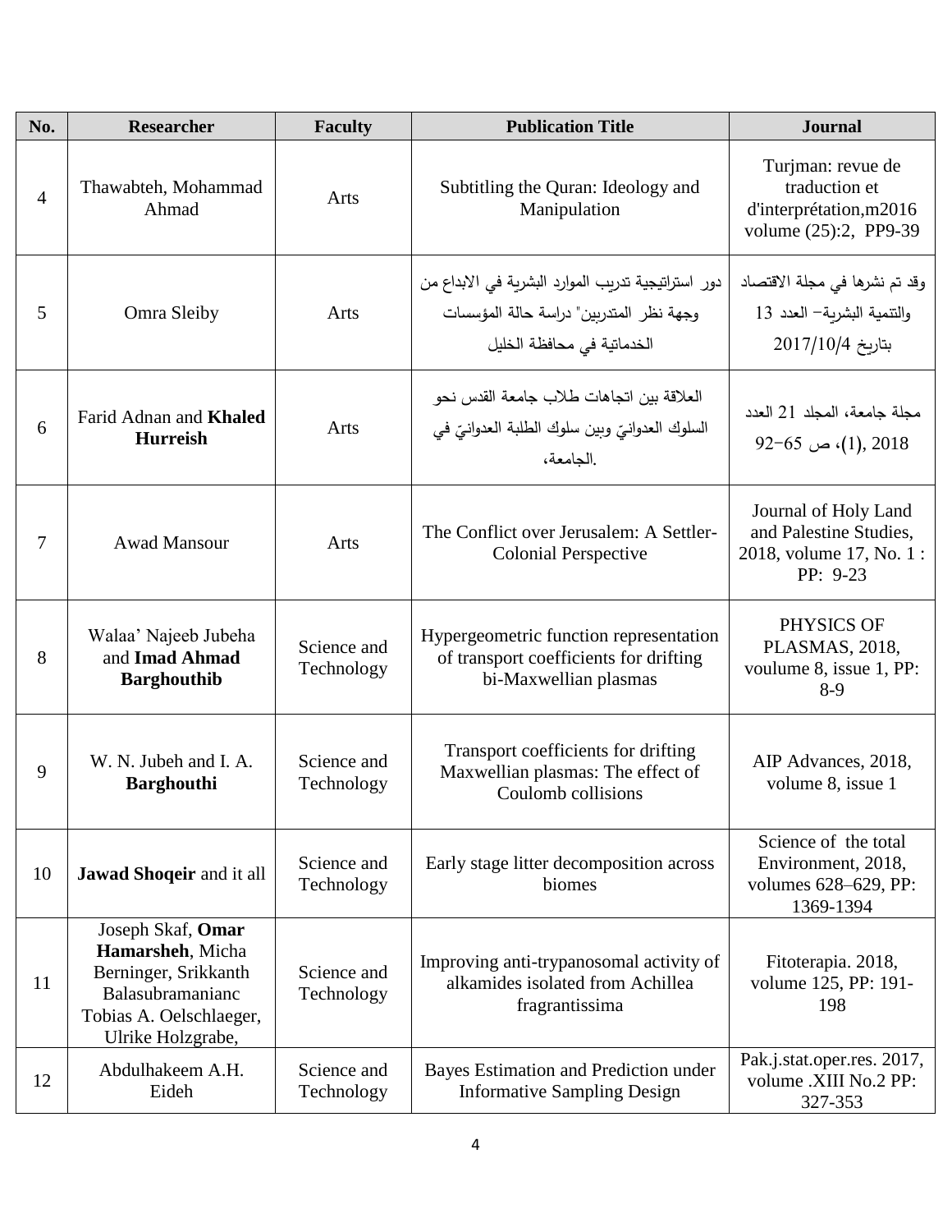| No. | Researcher | Faculty | Publication Title | Journal |
|---|---|---|---|---|
| 4 | Thawabteh, Mohammad Ahmad | Arts | Subtitling the Quran: Ideology and Manipulation | Turjman: revue de traduction et d'interprétation,m2016 volume (25):2, PP9-39 |
| 5 | Omra Sleiby | Arts | دور استراتيجية تدريب الموارد البشرية في الابداع من وجهة نظر المتدربين" دراسة حالة المؤسسات الخدماتية في محافظة الخليل | وقد تم نشرها في مجلة الاقتصاد والتنمية البشرية– العدد 13 بتاريخ 2017/10/4 |
| 6 | Farid Adnan and **Khaled Hurreish** | Arts | العلاقة بين اتجاهات طلاب جامعة القدس نحو السلوك العدوانيّ وبين سلوك الطلبة العدوانيّ في الجامعة، | مجلة جامعة، المجلد 21 العدد (1), 2018، ص 65–92 |
| 7 | Awad Mansour | Arts | The Conflict over Jerusalem: A Settler-Colonial Perspective | Journal of Holy Land and Palestine Studies, 2018, volume 17, No. 1 : PP: 9-23 |
| 8 | Walaa' Najeeb Jubeha and **Imad Ahmad Barghouthib** | Science and Technology | Hypergeometric function representation of transport coefficients for drifting bi-Maxwellian plasmas | PHYSICS OF PLASMAS, 2018, voulume 8, issue 1, PP: 8-9 |
| 9 | W. N. Jubeh and I. A. **Barghouthi** | Science and Technology | Transport coefficients for drifting Maxwellian plasmas: The effect of Coulomb collisions | AIP Advances, 2018, volume 8, issue 1 |
| 10 | **Jawad Shoqeir** and it all | Science and Technology | Early stage litter decomposition across biomes | Science of the total Environment, 2018, volumes 628–629, PP: 1369-1394 |
| 11 | Joseph Skaf, **Omar Hamarsheh**, Micha Berninger, Srikkanth Balasubramanianc Tobias A. Oelschlaeger, Ulrike Holzgrabe, | Science and Technology | Improving anti-trypanosomal activity of alkamides isolated from Achillea fragrantissima | Fitoterapia. 2018, volume 125, PP: 191-198 |
| 12 | Abdulhakeem A.H. Eideh | Science and Technology | Bayes Estimation and Prediction under Informative Sampling Design | Pak.j.stat.oper.res. 2017, volume .XIII No.2 PP: 327-353 |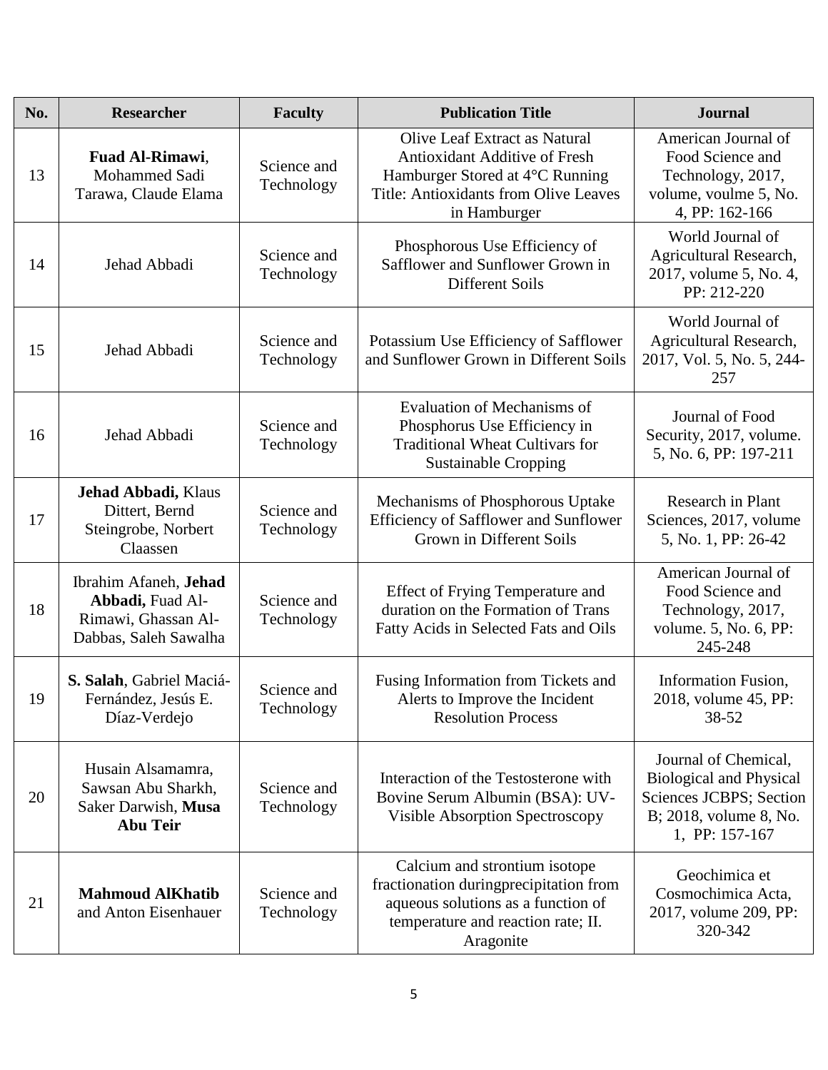| No. | Researcher | Faculty | Publication Title | Journal |
|---|---|---|---|---|
| 13 | **Fuad Al-Rimawi**, Mohammed Sadi Tarawa, Claude Elama | Science and Technology | Olive Leaf Extract as Natural Antioxidant Additive of Fresh Hamburger Stored at 4°C Running Title: Antioxidants from Olive Leaves in Hamburger | American Journal of Food Science and Technology, 2017, volume, voulme 5, No. 4, PP: 162-166 |
| 14 | Jehad Abbadi | Science and Technology | Phosphorous Use Efficiency of Safflower and Sunflower Grown in Different Soils | World Journal of Agricultural Research, 2017, volume 5, No. 4, PP: 212-220 |
| 15 | Jehad Abbadi | Science and Technology | Potassium Use Efficiency of Safflower and Sunflower Grown in Different Soils | World Journal of Agricultural Research, 2017, Vol. 5, No. 5, 244-257 |
| 16 | Jehad Abbadi | Science and Technology | Evaluation of Mechanisms of Phosphorus Use Efficiency in Traditional Wheat Cultivars for Sustainable Cropping | Journal of Food Security, 2017, volume. 5, No. 6, PP: 197-211 |
| 17 | **Jehad Abbadi,** Klaus Dittert, Bernd Steingrobe, Norbert Claassen | Science and Technology | Mechanisms of Phosphorous Uptake Efficiency of Safflower and Sunflower Grown in Different Soils | Research in Plant Sciences, 2017, volume 5, No. 1, PP: 26-42 |
| 18 | Ibrahim Afaneh, **Jehad Abbadi,** Fuad Al-Rimawi, Ghassan Al-Dabbas, Saleh Sawalha | Science and Technology | Effect of Frying Temperature and duration on the Formation of Trans Fatty Acids in Selected Fats and Oils | American Journal of Food Science and Technology, 2017, volume. 5, No. 6, PP: 245-248 |
| 19 | **S. Salah**, Gabriel Maciá-Fernández, Jesús E. Díaz-Verdejo | Science and Technology | Fusing Information from Tickets and Alerts to Improve the Incident Resolution Process | Information Fusion, 2018, volume 45, PP: 38-52 |
| 20 | Husain Alsamamra, Sawsan Abu Sharkh, Saker Darwish, **Musa Abu Teir** | Science and Technology | Interaction of the Testosterone with Bovine Serum Albumin (BSA): UV-Visible Absorption Spectroscopy | Journal of Chemical, Biological and Physical Sciences JCBPS; Section B; 2018, volume 8, No. 1, PP: 157-167 |
| 21 | **Mahmoud AlKhatib** and Anton Eisenhauer | Science and Technology | Calcium and strontium isotope fractionation duringprecipitation from aqueous solutions as a function of temperature and reaction rate; II. Aragonite | Geochimica et Cosmochimica Acta, 2017, volume 209, PP: 320-342 |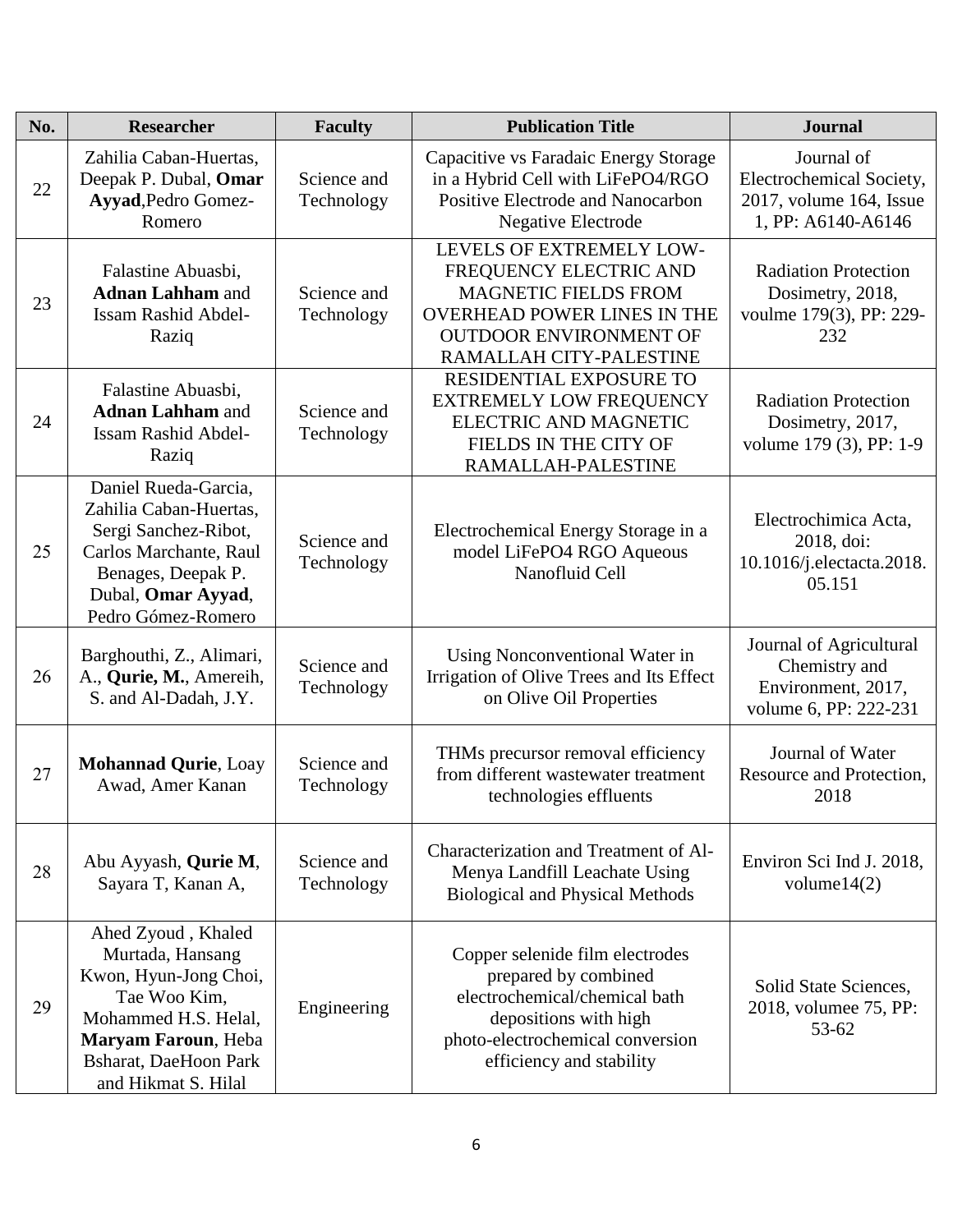| No. | Researcher | Faculty | Publication Title | Journal |
| --- | --- | --- | --- | --- |
| 22 | Zahilia Caban-Huertas, Deepak P. Dubal, **Omar Ayyad**,Pedro Gomez-Romero | Science and Technology | Capacitive vs Faradaic Energy Storage in a Hybrid Cell with LiFePO4/RGO Positive Electrode and Nanocarbon Negative Electrode | Journal of Electrochemical Society, 2017, volume 164, Issue 1, PP: A6140-A6146 |
| 23 | Falastine Abuasbi, **Adnan Lahham** and Issam Rashid Abdel-Raziq | Science and Technology | LEVELS OF EXTREMELY LOW-FREQUENCY ELECTRIC AND MAGNETIC FIELDS FROM OVERHEAD POWER LINES IN THE OUTDOOR ENVIRONMENT OF RAMALLAH CITY-PALESTINE | Radiation Protection Dosimetry, 2018, voulme 179(3), PP: 229-232 |
| 24 | Falastine Abuasbi, **Adnan Lahham** and Issam Rashid Abdel-Raziq | Science and Technology | RESIDENTIAL EXPOSURE TO EXTREMELY LOW FREQUENCY ELECTRIC AND MAGNETIC FIELDS IN THE CITY OF RAMALLAH-PALESTINE | Radiation Protection Dosimetry, 2017, volume 179 (3), PP: 1-9 |
| 25 | Daniel Rueda-Garcia, Zahilia Caban-Huertas, Sergi Sanchez-Ribot, Carlos Marchante, Raul Benages, Deepak P. Dubal, **Omar Ayyad**, Pedro Gómez-Romero | Science and Technology | Electrochemical Energy Storage in a model LiFePO4 RGO Aqueous Nanofluid Cell | Electrochimica Acta, 2018, doi: 10.1016/j.electacta.2018.05.151 |
| 26 | Barghouthi, Z., Alimari, A., **Qurie, M.**, Amereih, S. and Al-Dadah, J.Y. | Science and Technology | Using Nonconventional Water in Irrigation of Olive Trees and Its Effect on Olive Oil Properties | Journal of Agricultural Chemistry and Environment, 2017, volume 6, PP: 222-231 |
| 27 | **Mohannad Qurie**, Loay Awad, Amer Kanan | Science and Technology | THMs precursor removal efficiency from different wastewater treatment technologies effluents | Journal of Water Resource and Protection, 2018 |
| 28 | Abu Ayyash, **Qurie M**, Sayara T, Kanan A, | Science and Technology | Characterization and Treatment of Al-Menya Landfill Leachate Using Biological and Physical Methods | Environ Sci Ind J. 2018, volume14(2) |
| 29 | Ahed Zyoud , Khaled Murtada, Hansang Kwon, Hyun-Jong Choi, Tae Woo Kim, Mohammed H.S. Helal, **Maryam Faroun**, Heba Bsharat, DaeHoon Park and Hikmat S. Hilal | Engineering | Copper selenide film electrodes prepared by combined electrochemical/chemical bath depositions with high photo-electrochemical conversion efficiency and stability | Solid State Sciences, 2018, volumee 75, PP: 53-62 |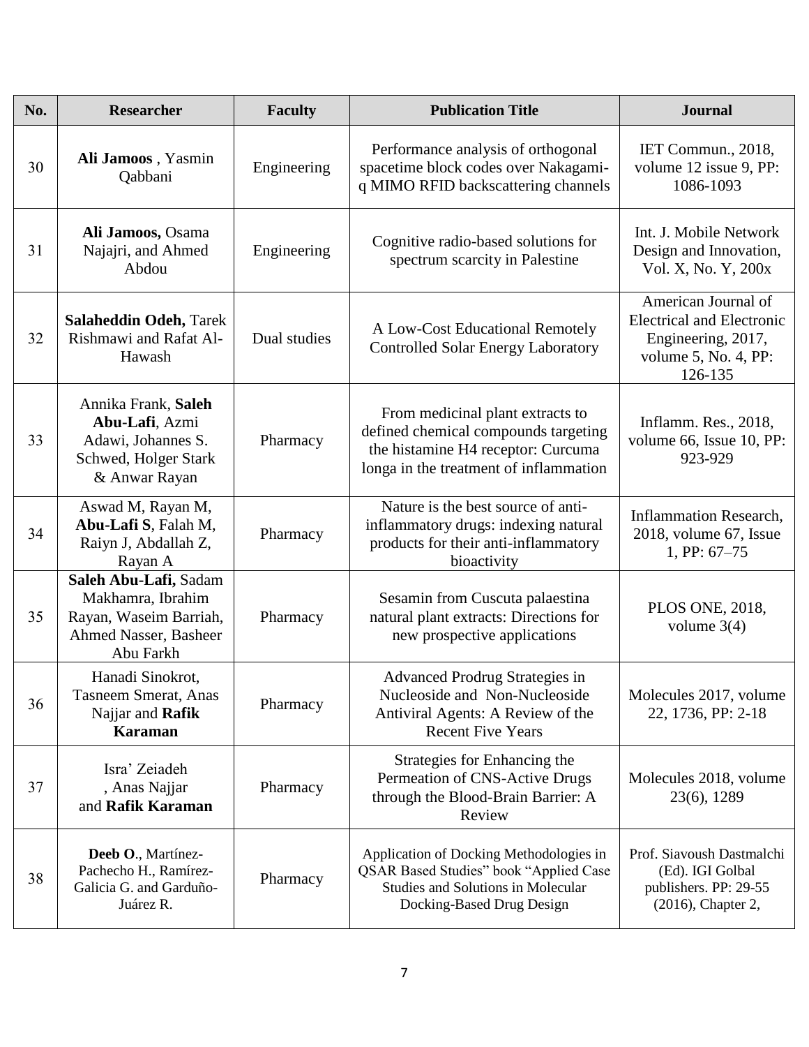| No. | Researcher | Faculty | Publication Title | Journal |
|---|---|---|---|---|
| 30 | **Ali Jamoos** , Yasmin Qabbani | Engineering | Performance analysis of orthogonal spacetime block codes over Nakagami-q MIMO RFID backscattering channels | IET Commun., 2018, volume 12 issue 9, PP: 1086-1093 |
| 31 | **Ali Jamoos,** Osama Najajri, and Ahmed Abdou | Engineering | Cognitive radio-based solutions for spectrum scarcity in Palestine | Int. J. Mobile Network Design and Innovation, Vol. X, No. Y, 200x |
| 32 | **Salaheddin Odeh,** Tarek Rishmawi and Rafat Al-Hawash | Dual studies | A Low-Cost Educational Remotely Controlled Solar Energy Laboratory | American Journal of Electrical and Electronic Engineering, 2017, volume 5, No. 4, PP: 126-135 |
| 33 | Annika Frank, **Saleh Abu-Lafi**, Azmi Adawi, Johannes S. Schwed, Holger Stark & Anwar Rayan | Pharmacy | From medicinal plant extracts to defined chemical compounds targeting the histamine H4 receptor: Curcuma longa in the treatment of inflammation | Inflamm. Res., 2018, volume 66, Issue 10, PP: 923-929 |
| 34 | Aswad M, Rayan M, **Abu-Lafi S**, Falah M, Raiyn J, Abdallah Z, Rayan A | Pharmacy | Nature is the best source of anti-inflammatory drugs: indexing natural products for their anti-inflammatory bioactivity | Inflammation Research, 2018, volume 67, Issue 1, PP: 67–75 |
| 35 | **Saleh Abu-Lafi,** Sadam Makhamra, Ibrahim Rayan, Waseim Barriah, Ahmed Nasser, Basheer Abu Farkh | Pharmacy | Sesamin from Cuscuta palaestina natural plant extracts: Directions for new prospective applications | PLOS ONE, 2018, volume 3(4) |
| 36 | Hanadi Sinokrot, Tasneem Smerat, Anas Najjar and **Rafik Karaman** | Pharmacy | Advanced Prodrug Strategies in Nucleoside and Non-Nucleoside Antiviral Agents: A Review of the Recent Five Years | Molecules 2017, volume 22, 1736, PP: 2-18 |
| 37 | Isra' Zeiadeh , Anas Najjar and **Rafik Karaman** | Pharmacy | Strategies for Enhancing the Permeation of CNS-Active Drugs through the Blood-Brain Barrier: A Review | Molecules 2018, volume 23(6), 1289 |
| 38 | **Deeb O**., Martínez-Pachecho H., Ramírez-Galicia G. and Garduño-Juárez R. | Pharmacy | Application of Docking Methodologies in QSAR Based Studies" book "Applied Case Studies and Solutions in Molecular Docking-Based Drug Design | Prof. Siavoush Dastmalchi (Ed). IGI Golbal publishers. PP: 29-55 (2016), Chapter 2, |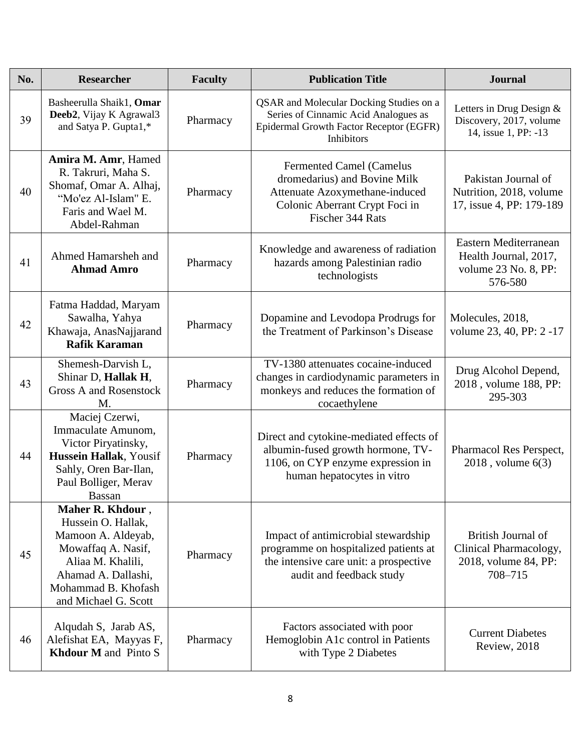| No. | Researcher | Faculty | Publication Title | Journal |
|---|---|---|---|---|
| 39 | Basheerulla Shaik1, **Omar Deeb2**, Vijay K Agrawal3 and Satya P. Gupta1,* | Pharmacy | QSAR and Molecular Docking Studies on a Series of Cinnamic Acid Analogues as Epidermal Growth Factor Receptor (EGFR) Inhibitors | Letters in Drug Design & Discovery, 2017, volume 14, issue 1, PP: -13 |
| 40 | **Amira M. Amr**, Hamed R. Takruri, Maha S. Shomaf, Omar A. Alhaj, “Mo'ez Al-Islam" E. Faris and Wael M. Abdel-Rahman | Pharmacy | Fermented Camel (Camelus dromedarius) and Bovine Milk Attenuate Azoxymethane-induced Colonic Aberrant Crypt Foci in Fischer 344 Rats | Pakistan Journal of Nutrition, 2018, volume 17, issue 4, PP: 179-189 |
| 41 | Ahmed Hamarsheh and **Ahmad Amro** | Pharmacy | Knowledge and awareness of radiation hazards among Palestinian radio technologists | Eastern Mediterranean Health Journal, 2017, volume 23 No. 8, PP: 576-580 |
| 42 | Fatma Haddad, Maryam Sawalha, Yahya Khawaja, AnasNajjarand **Rafik Karaman** | Pharmacy | Dopamine and Levodopa Prodrugs for the Treatment of Parkinson’s Disease | Molecules, 2018, volume 23, 40, PP: 2 -17 |
| 43 | Shemesh-Darvish L, Shinar D, **Hallak H**, Gross A and Rosenstock M. | Pharmacy | TV-1380 attenuates cocaine-induced changes in cardiodynamic parameters in monkeys and reduces the formation of cocaethylene | Drug Alcohol Depend, 2018 , volume 188, PP: 295-303 |
| 44 | Maciej Czerwi, Immaculate Amunom, Victor Piryatinsky, **Hussein Hallak**, Yousif Sahly, Oren Bar-Ilan, Paul Bolliger, Merav Bassan | Pharmacy | Direct and cytokine-mediated effects of albumin-fused growth hormone, TV-1106, on CYP enzyme expression in human hepatocytes in vitro | Pharmacol Res Perspect, 2018 , volume 6(3) |
| 45 | **Maher R. Khdour** , Hussein O. Hallak, Mamoon A. Aldeyab, Mowaffaq A. Nasif, Aliaa M. Khalili, Ahamad A. Dallashi, Mohammad B. Khofash and Michael G. Scott | Pharmacy | Impact of antimicrobial stewardship programme on hospitalized patients at the intensive care unit: a prospective audit and feedback study | British Journal of Clinical Pharmacology, 2018, volume 84, PP: 708–715 |
| 46 | Alqudah S, Jarab AS, Alefishat EA, Mayyas F, **Khdour M** and Pinto S | Pharmacy | Factors associated with poor Hemoglobin A1c control in Patients with Type 2 Diabetes | Current Diabetes Review, 2018 |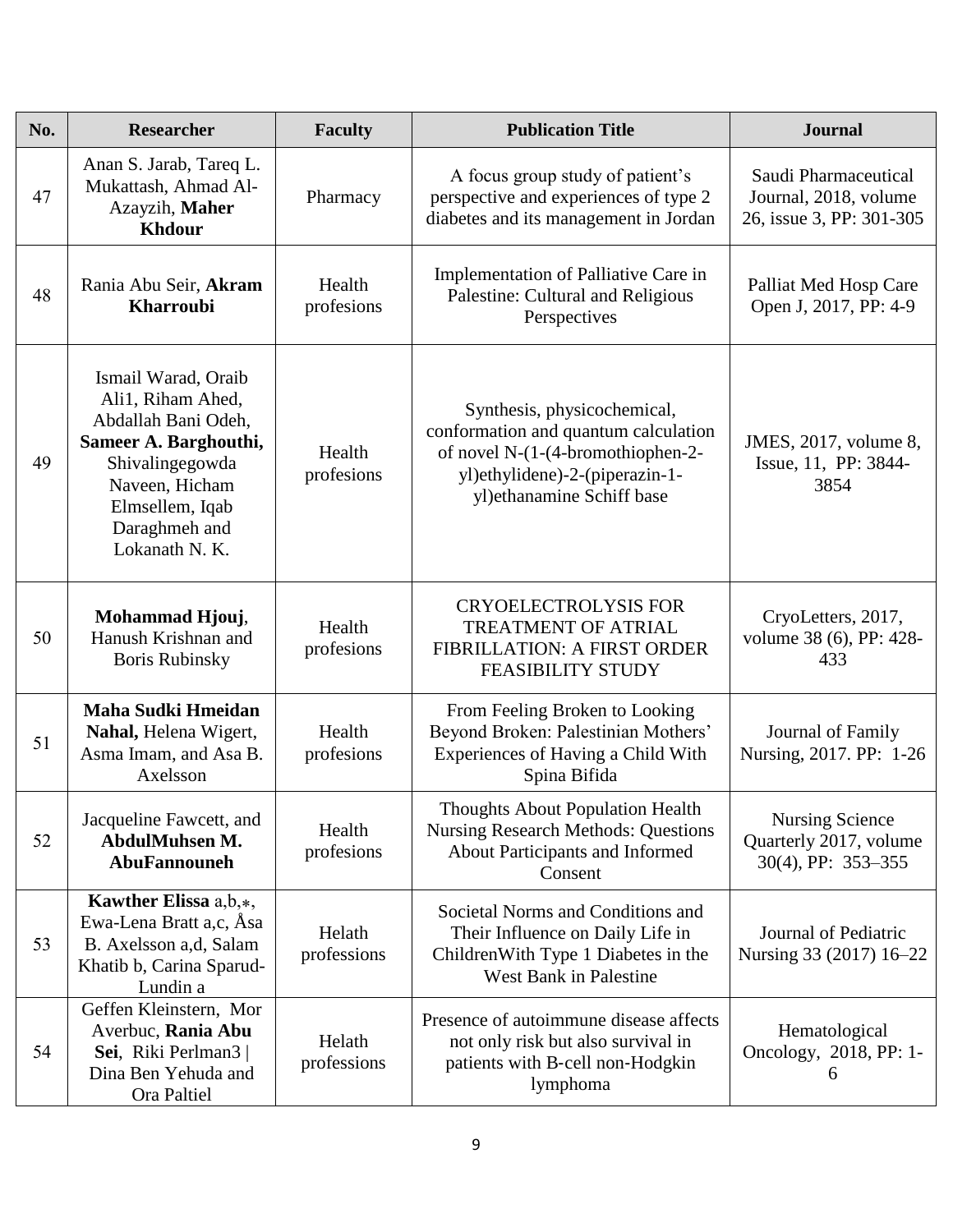| No. | Researcher | Faculty | Publication Title | Journal |
|---|---|---|---|---|
| 47 | Anan S. Jarab, Tareq L. Mukattash, Ahmad Al-Azayzih, **Maher Khdour** | Pharmacy | A focus group study of patient's perspective and experiences of type 2 diabetes and its management in Jordan | Saudi Pharmaceutical Journal, 2018, volume 26, issue 3, PP: 301-305 |
| 48 | Rania Abu Seir, **Akram Kharroubi** | Health profesions | Implementation of Palliative Care in Palestine: Cultural and Religious Perspectives | Palliat Med Hosp Care Open J, 2017, PP: 4-9 |
| 49 | Ismail Warad, Oraib Ali1, Riham Ahed, Abdallah Bani Odeh, **Sameer A. Barghouthi,** Shivalingegowda Naveen, Hicham Elmsellem, Iqab Daraghmeh and Lokanath N. K. | Health profesions | Synthesis, physicochemical, conformation and quantum calculation of novel N-(1-(4-bromothiophen-2-yl)ethylidene)-2-(piperazin-1-yl)ethanamine Schiff base | JMES, 2017, volume 8, Issue, 11, PP: 3844-3854 |
| 50 | **Mohammad Hjouj**, Hanush Krishnan and Boris Rubinsky | Health profesions | CRYOELECTROLYSIS FOR TREATMENT OF ATRIAL FIBRILLATION: A FIRST ORDER FEASIBILITY STUDY | CryoLetters, 2017, volume 38 (6), PP: 428-433 |
| 51 | **Maha Sudki Hmeidan Nahal,** Helena Wigert, Asma Imam, and Asa B. Axelsson | Health profesions | From Feeling Broken to Looking Beyond Broken: Palestinian Mothers' Experiences of Having a Child With Spina Bifida | Journal of Family Nursing, 2017. PP: 1-26 |
| 52 | Jacqueline Fawcett, and **AbdulMuhsen M. AbuFannouneh** | Health profesions | Thoughts About Population Health Nursing Research Methods: Questions About Participants and Informed Consent | Nursing Science Quarterly 2017, volume 30(4), PP: 353–355 |
| 53 | **Kawther Elissa** a,b,∗, Ewa-Lena Bratt a,c, Åsa B. Axelsson a,d, Salam Khatib b, Carina Sparud-Lundin a | Helath professions | Societal Norms and Conditions and Their Influence on Daily Life in ChildrenWith Type 1 Diabetes in the West Bank in Palestine | Journal of Pediatric Nursing 33 (2017) 16–22 |
| 54 | Geffen Kleinstern, Mor Averbuc, **Rania Abu Sei**, Riki Perlman3 \| Dina Ben Yehuda and Ora Paltiel | Helath professions | Presence of autoimmune disease affects not only risk but also survival in patients with B-cell non-Hodgkin lymphoma | Hematological Oncology, 2018, PP: 1-6 |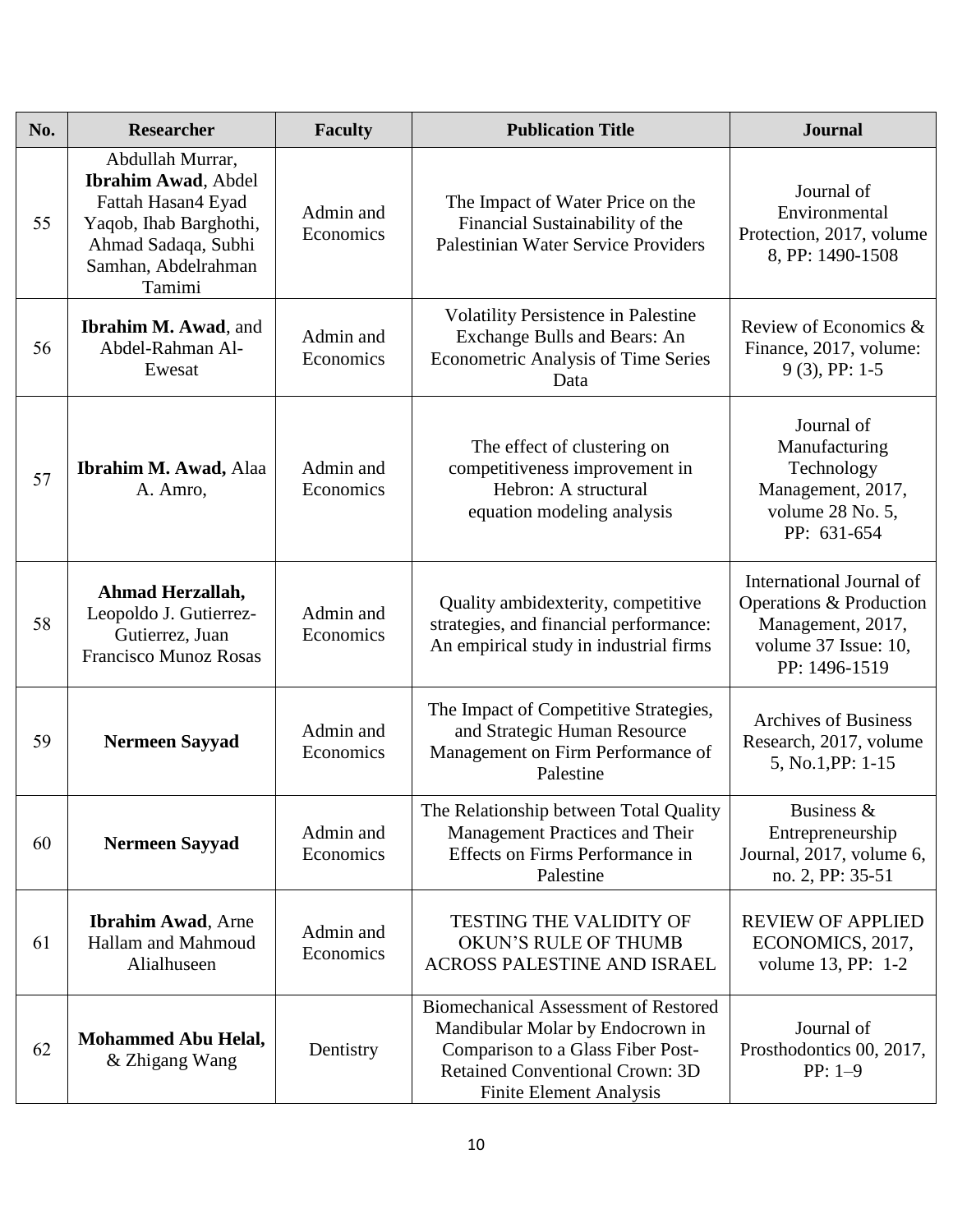| No. | Researcher | Faculty | Publication Title | Journal |
|---|---|---|---|---|
| 55 | Abdullah Murrar, **Ibrahim Awad**, Abdel Fattah Hasan4 Eyad Yaqob, Ihab Barghothi, Ahmad Sadaqa, Subhi Samhan, Abdelrahman Tamimi | Admin and Economics | The Impact of Water Price on the Financial Sustainability of the Palestinian Water Service Providers | Journal of Environmental Protection, 2017, volume 8, PP: 1490-1508 |
| 56 | **Ibrahim M. Awad**, and Abdel-Rahman Al-Ewesat | Admin and Economics | Volatility Persistence in Palestine Exchange Bulls and Bears: An Econometric Analysis of Time Series Data | Review of Economics & Finance, 2017, volume: 9 (3), PP: 1-5 |
| 57 | **Ibrahim M. Awad,** Alaa A. Amro, | Admin and Economics | The effect of clustering on competitiveness improvement in Hebron: A structural equation modeling analysis | Journal of Manufacturing Technology Management, 2017, volume 28 No. 5, PP: 631-654 |
| 58 | **Ahmad Herzallah,** Leopoldo J. Gutierrez-Gutierrez, Juan Francisco Munoz Rosas | Admin and Economics | Quality ambidexterity, competitive strategies, and financial performance: An empirical study in industrial firms | International Journal of Operations & Production Management, 2017, volume 37 Issue: 10, PP: 1496-1519 |
| 59 | **Nermeen Sayyad** | Admin and Economics | The Impact of Competitive Strategies, and Strategic Human Resource Management on Firm Performance of Palestine | Archives of Business Research, 2017, volume 5, No.1,PP: 1-15 |
| 60 | **Nermeen Sayyad** | Admin and Economics | The Relationship between Total Quality Management Practices and Their Effects on Firms Performance in Palestine | Business & Entrepreneurship Journal, 2017, volume 6, no. 2, PP: 35-51 |
| 61 | **Ibrahim Awad**, Arne Hallam and Mahmoud Alialhuseen | Admin and Economics | TESTING THE VALIDITY OF OKUN'S RULE OF THUMB ACROSS PALESTINE AND ISRAEL | REVIEW OF APPLIED ECONOMICS, 2017, volume 13, PP: 1-2 |
| 62 | **Mohammed Abu Helal,** & Zhigang Wang | Dentistry | Biomechanical Assessment of Restored Mandibular Molar by Endocrown in Comparison to a Glass Fiber Post-Retained Conventional Crown: 3D Finite Element Analysis | Journal of Prosthodontics 00, 2017, PP: 1–9 |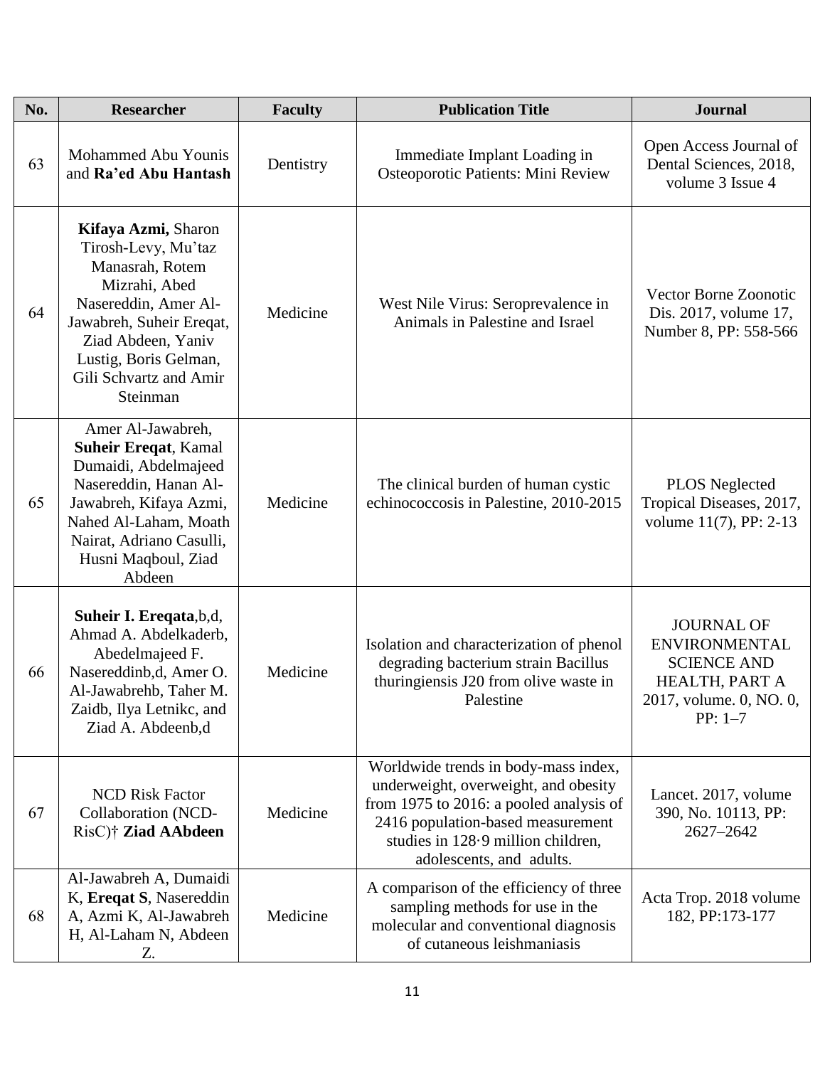| No. | Researcher | Faculty | Publication Title | Journal |
|---|---|---|---|---|
| 63 | Mohammed Abu Younis and **Ra'ed Abu Hantash** | Dentistry | Immediate Implant Loading in Osteoporotic Patients: Mini Review | Open Access Journal of Dental Sciences, 2018, volume 3 Issue 4 |
| 64 | **Kifaya Azmi,** Sharon Tirosh-Levy, Mu'taz Manasrah, Rotem Mizrahi, Abed Nasereddin, Amer Al-Jawabreh, Suheir Ereqat, Ziad Abdeen, Yaniv Lustig, Boris Gelman, Gili Schvartz and Amir Steinman | Medicine | West Nile Virus: Seroprevalence in Animals in Palestine and Israel | Vector Borne Zoonotic Dis. 2017, volume 17, Number 8, PP: 558-566 |
| 65 | Amer Al-Jawabreh, **Suheir Ereqat**, Kamal Dumaidi, Abdelmajeed Nasereddin, Hanan Al-Jawabreh, Kifaya Azmi, Nahed Al-Laham, Moath Nairat, Adriano Casulli, Husni Maqboul, Ziad Abdeen | Medicine | The clinical burden of human cystic echinococcosis in Palestine, 2010-2015 | PLOS Neglected Tropical Diseases, 2017, volume 11(7), PP: 2-13 |
| 66 | **Suheir I. Ereqata**,b,d, Ahmad A. Abdelkaderb, Abedelmajeed F. Nasereddinb,d, Amer O. Al-Jawabrehb, Taher M. Zaidb, Ilya Letnikc, and Ziad A. Abdeenb,d | Medicine | Isolation and characterization of phenol degrading bacterium strain Bacillus thuringiensis J20 from olive waste in Palestine | JOURNAL OF ENVIRONMENTAL SCIENCE AND HEALTH, PART A 2017, volume. 0, NO. 0, PP: 1–7 |
| 67 | NCD Risk Factor Collaboration (NCD-RisC)† **Ziad AAbdeen** | Medicine | Worldwide trends in body-mass index, underweight, overweight, and obesity from 1975 to 2016: a pooled analysis of 2416 population-based measurement studies in 128·9 million children, adolescents, and adults. | Lancet. 2017, volume 390, No. 10113, PP: 2627–2642 |
| 68 | Al-Jawabreh A, Dumaidi K, **Ereqat S**, Nasereddin A, Azmi K, Al-Jawabreh H, Al-Laham N, Abdeen Z. | Medicine | A comparison of the efficiency of three sampling methods for use in the molecular and conventional diagnosis of cutaneous leishmaniasis | Acta Trop. 2018 volume 182, PP:173-177 |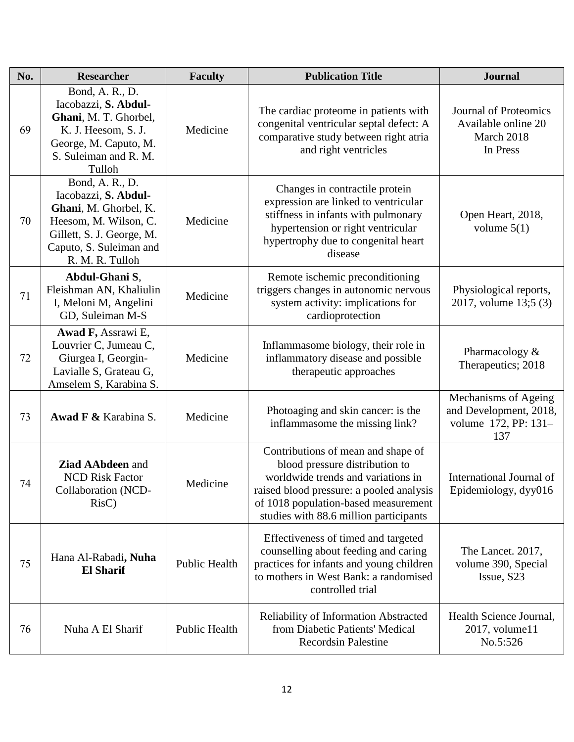| No. | Researcher | Faculty | Publication Title | Journal |
|---|---|---|---|---|
| 69 | Bond, A. R., D. Iacobazzi, **S. Abdul-Ghani**, M. T. Ghorbel, K. J. Heesom, S. J. George, M. Caputo, M. S. Suleiman and R. M. Tulloh | Medicine | The cardiac proteome in patients with congenital ventricular septal defect: A comparative study between right atria and right ventricles | Journal of Proteomics Available online 20 March 2018 In Press |
| 70 | Bond, A. R., D. Iacobazzi, **S. Abdul-Ghani**, M. Ghorbel, K. Heesom, M. Wilson, C. Gillett, S. J. George, M. Caputo, S. Suleiman and R. M. R. Tulloh | Medicine | Changes in contractile protein expression are linked to ventricular stiffness in infants with pulmonary hypertension or right ventricular hypertrophy due to congenital heart disease | Open Heart, 2018, volume 5(1) |
| 71 | **Abdul-Ghani S**, Fleishman AN, Khaliulin I, Meloni M, Angelini GD, Suleiman M-S | Medicine | Remote ischemic preconditioning triggers changes in autonomic nervous system activity: implications for cardioprotection | Physiological reports, 2017, volume 13;5 (3) |
| 72 | **Awad F,** Assrawi E, Louvrier C, Jumeau C, Giurgea I, Georgin-Lavialle S, Grateau G, Amselem S, Karabina S. | Medicine | Inflammasome biology, their role in inflammatory disease and possible therapeutic approaches | Pharmacology & Therapeutics; 2018 |
| 73 | **Awad F &** Karabina S. | Medicine | Photoaging and skin cancer: is the inflammasome the missing link? | Mechanisms of Ageing and Development, 2018, volume 172, PP: 131–137 |
| 74 | **Ziad AAbdeen** and NCD Risk Factor Collaboration (NCD-RisC) | Medicine | Contributions of mean and shape of blood pressure distribution to worldwide trends and variations in raised blood pressure: a pooled analysis of 1018 population-based measurement studies with 88.6 million participants | International Journal of Epidemiology, dyy016 |
| 75 | Hana Al-Rabadi**, Nuha El Sharif** | Public Health | Effectiveness of timed and targeted counselling about feeding and caring practices for infants and young children to mothers in West Bank: a randomised controlled trial | The Lancet. 2017, volume 390, Special Issue, S23 |
| 76 | Nuha A El Sharif | Public Health | Reliability of Information Abstracted from Diabetic Patients' Medical Recordsin Palestine | Health Science Journal, 2017, volume11 No.5:526 |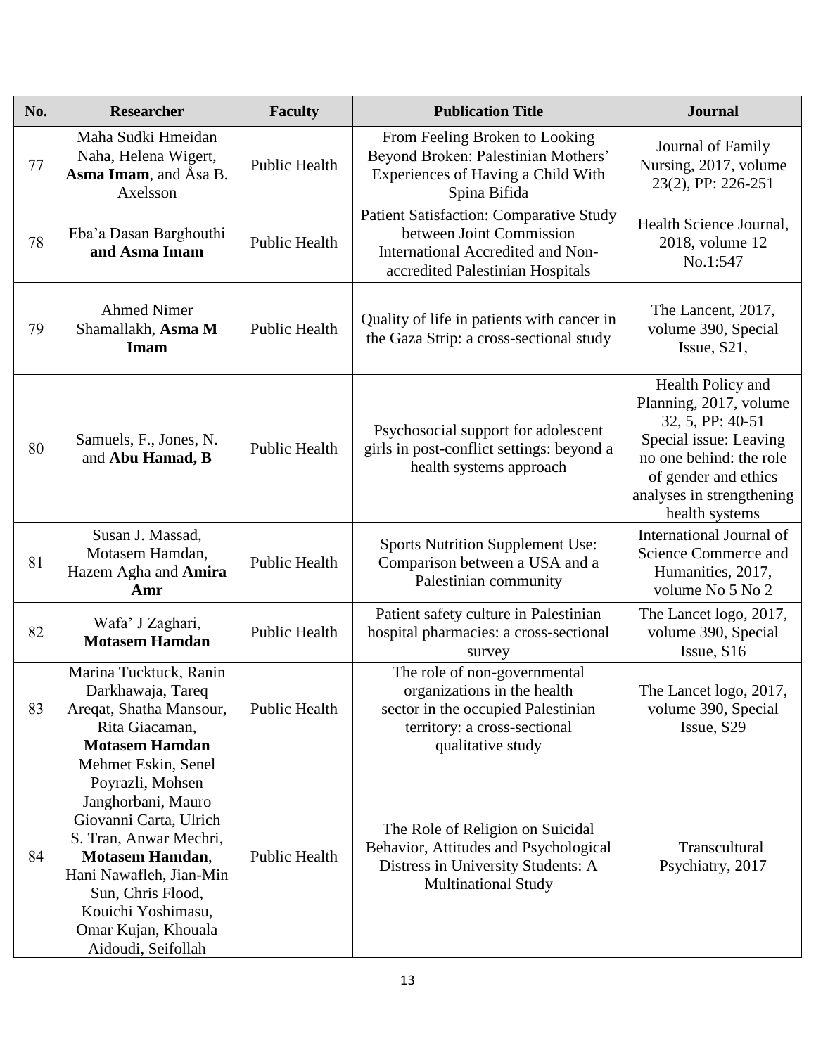| No. | Researcher | Faculty | Publication Title | Journal |
|---|---|---|---|---|
| 77 | Maha Sudki Hmeidan Naha, Helena Wigert, **Asma Imam**, and Åsa B. Axelsson | Public Health | From Feeling Broken to Looking Beyond Broken: Palestinian Mothers' Experiences of Having a Child With Spina Bifida | Journal of Family Nursing, 2017, volume 23(2), PP: 226-251 |
| 78 | Eba'a Dasan Barghouthi **and Asma Imam** | Public Health | Patient Satisfaction: Comparative Study between Joint Commission International Accredited and Non-accredited Palestinian Hospitals | Health Science Journal, 2018, volume 12 No.1:547 |
| 79 | Ahmed Nimer Shamallakh, **Asma M Imam** | Public Health | Quality of life in patients with cancer in the Gaza Strip: a cross-sectional study | The Lancent, 2017, volume 390, Special Issue, S21, |
| 80 | Samuels, F., Jones, N. and **Abu Hamad, B** | Public Health | Psychosocial support for adolescent girls in post-conflict settings: beyond a health systems approach | Health Policy and Planning, 2017, volume 32, 5, PP: 40-51 Special issue: Leaving no one behind: the role of gender and ethics analyses in strengthening health systems |
| 81 | Susan J. Massad, Motasem Hamdan, Hazem Agha and **Amira Amr** | Public Health | Sports Nutrition Supplement Use: Comparison between a USA and a Palestinian community | International Journal of Science Commerce and Humanities, 2017, volume No 5 No 2 |
| 82 | Wafa' J Zaghari, **Motasem Hamdan** | Public Health | Patient safety culture in Palestinian hospital pharmacies: a cross-sectional survey | The Lancet logo, 2017, volume 390, Special Issue, S16 |
| 83 | Marina Tucktuck, Ranin Darkhawaja, Tareq Areqat, Shatha Mansour, Rita Giacaman, **Motasem Hamdan** | Public Health | The role of non-governmental organizations in the health sector in the occupied Palestinian territory: a cross-sectional qualitative study | The Lancet logo, 2017, volume 390, Special Issue, S29 |
| 84 | Mehmet Eskin, Senel Poyrazli, Mohsen Janghorbani, Mauro Giovanni Carta, Ulrich S. Tran, Anwar Mechri, **Motasem Hamdan**, Hani Nawafleh, Jian-Min Sun, Chris Flood, Kouichi Yoshimasu, Omar Kujan, Khouala Aidoudi, Seifollah | Public Health | The Role of Religion on Suicidal Behavior, Attitudes and Psychological Distress in University Students: A Multinational Study | Transcultural Psychiatry, 2017 |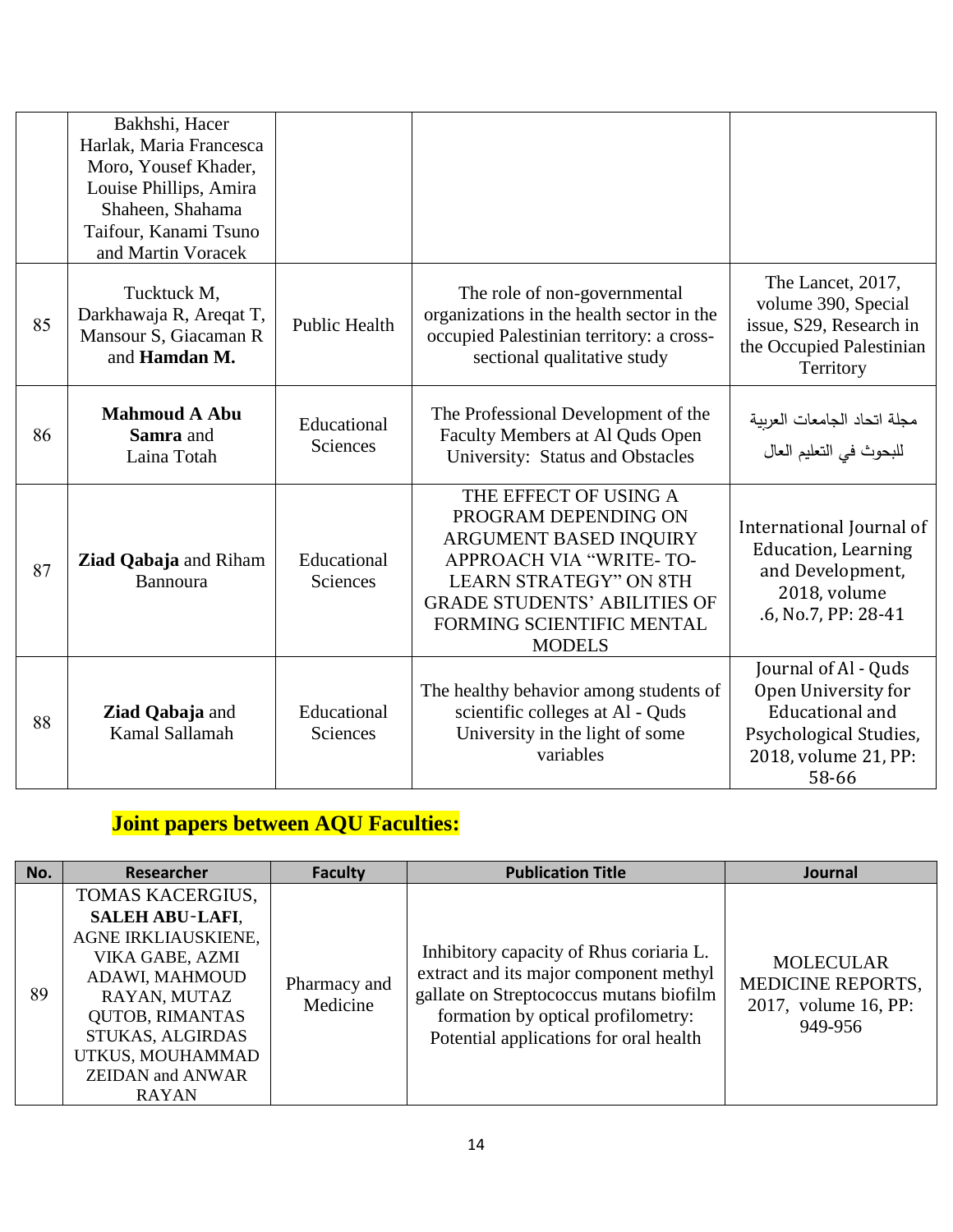| | | | | |
|---|---|---|---|---|
| | Bakhshi, Hacer Harlak, Maria Francesca Moro, Yousef Khader, Louise Phillips, Amira Shaheen, Shahama Taifour, Kanami Tsuno and Martin Voracek | | | |
| 85 | Tucktuck M, Darkhawaja R, Areqat T, Mansour S, Giacaman R and **Hamdan M.** | Public Health | The role of non-governmental organizations in the health sector in the occupied Palestinian territory: a cross-sectional qualitative study | The Lancet, 2017, volume 390, Special issue, S29, Research in the Occupied Palestinian Territory |
| 86 | **Mahmoud A Abu Samra** and Laina Totah | Educational Sciences | The Professional Development of the Faculty Members at Al Quds Open University: Status and Obstacles | مجلة اتحاد الجامعات العربية للبحوث في التعليم العال |
| 87 | **Ziad Qabaja** and Riham Bannoura | Educational Sciences | THE EFFECT OF USING A PROGRAM DEPENDING ON ARGUMENT BASED INQUIRY APPROACH VIA "WRITE- TO-LEARN STRATEGY" ON 8TH GRADE STUDENTS' ABILITIES OF FORMING SCIENTIFIC MENTAL MODELS | International Journal of Education, Learning and Development, 2018, volume .6, No.7, PP: 28-41 |
| 88 | **Ziad Qabaja** and Kamal Sallamah | Educational Sciences | The healthy behavior among students of scientific colleges at Al - Quds University in the light of some variables | Journal of Al - Quds Open University for Educational and Psychological Studies, 2018, volume 21, PP: 58-66 |

## Joint papers between AQU Faculties:

| No. | Researcher | Faculty | Publication Title | Journal |
|---|---|---|---|---|
| 89 | TOMAS KACERGIUS, **SALEH ABU-LAFI**, AGNE IRKLIAUSKIENE, VIKA GABE, AZMI ADAWI, MAHMOUD RAYAN, MUTAZ QUTOB, RIMANTAS STUKAS, ALGIRDAS UTKUS, MOUHAMMAD ZEIDAN and ANWAR RAYAN | Pharmacy and Medicine | Inhibitory capacity of Rhus coriaria L. extract and its major component methyl gallate on Streptococcus mutans biofilm formation by optical profilometry: Potential applications for oral health | MOLECULAR MEDICINE REPORTS, 2017, volume 16, PP: 949-956 |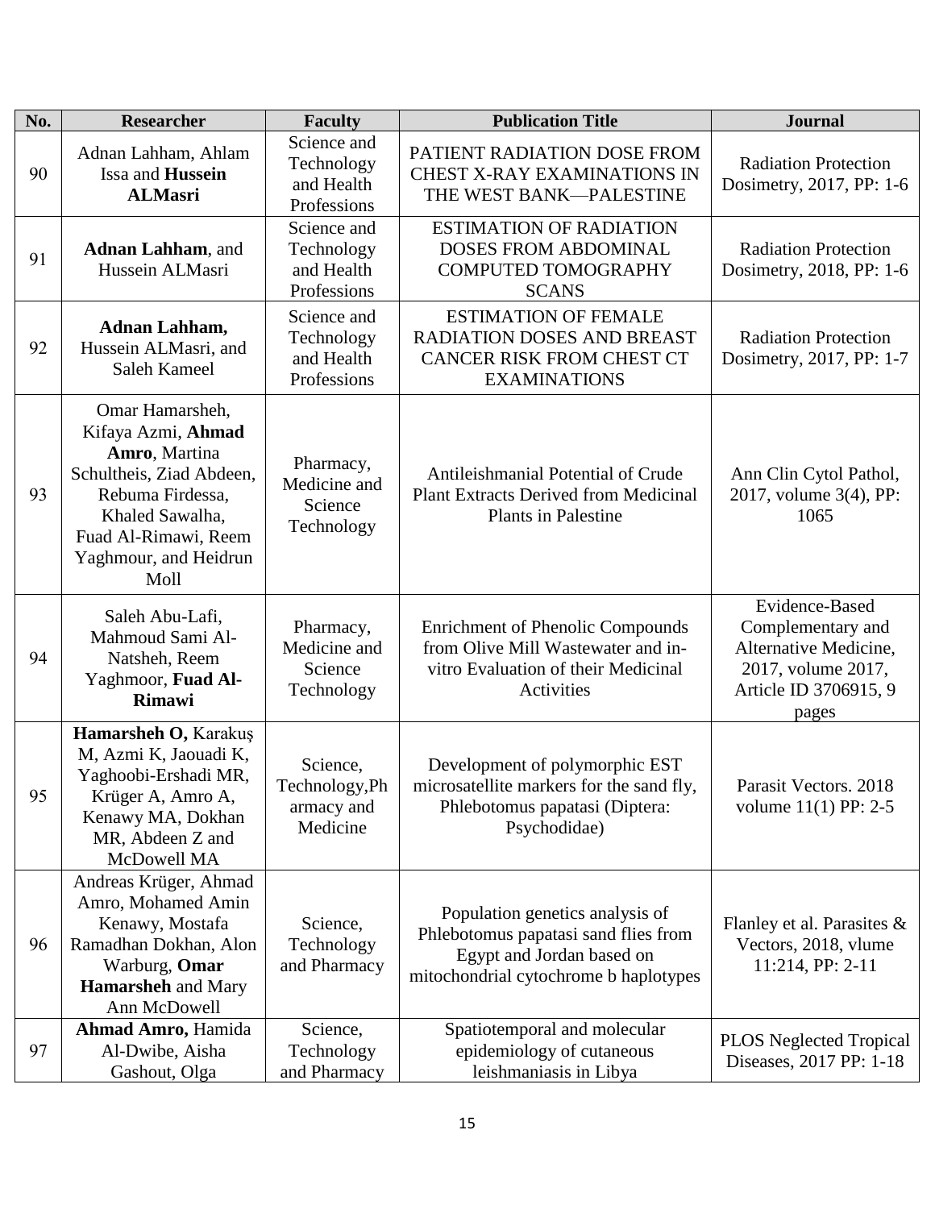| No. | Researcher | Faculty | Publication Title | Journal |
|---|---|---|---|---|
| 90 | Adnan Lahham, Ahlam Issa and **Hussein ALMasri** | Science and Technology and Health Professions | PATIENT RADIATION DOSE FROM CHEST X-RAY EXAMINATIONS IN THE WEST BANK—PALESTINE | Radiation Protection Dosimetry, 2017, PP: 1-6 |
| 91 | **Adnan Lahham**, and Hussein ALMasri | Science and Technology and Health Professions | ESTIMATION OF RADIATION DOSES FROM ABDOMINAL COMPUTED TOMOGRAPHY SCANS | Radiation Protection Dosimetry, 2018, PP: 1-6 |
| 92 | **Adnan Lahham,** Hussein ALMasri, and Saleh Kameel | Science and Technology and Health Professions | ESTIMATION OF FEMALE RADIATION DOSES AND BREAST CANCER RISK FROM CHEST CT EXAMINATIONS | Radiation Protection Dosimetry, 2017, PP: 1-7 |
| 93 | Omar Hamarsheh, Kifaya Azmi, **Ahmad Amro**, Martina Schultheis, Ziad Abdeen, Rebuma Firdessa, Khaled Sawalha, Fuad Al-Rimawi, Reem Yaghmour, and Heidrun Moll | Pharmacy, Medicine and Science Technology | Antileishmanial Potential of Crude Plant Extracts Derived from Medicinal Plants in Palestine | Ann Clin Cytol Pathol, 2017, volume 3(4), PP: 1065 |
| 94 | Saleh Abu-Lafi, Mahmoud Sami Al-Natsheh, Reem Yaghmoor, **Fuad Al-Rimawi** | Pharmacy, Medicine and Science Technology | Enrichment of Phenolic Compounds from Olive Mill Wastewater and in-vitro Evaluation of their Medicinal Activities | Evidence-Based Complementary and Alternative Medicine, 2017, volume 2017, Article ID 3706915, 9 pages |
| 95 | **Hamarsheh O,** Karakuş M, Azmi K, Jaouadi K, Yaghoobi-Ershadi MR, Krüger A, Amro A, Kenawy MA, Dokhan MR, Abdeen Z and McDowell MA | Science, Technology,Pharmacy and Medicine | Development of polymorphic EST microsatellite markers for the sand fly, Phlebotomus papatasi (Diptera: Psychodidae) | Parasit Vectors. 2018 volume 11(1) PP: 2-5 |
| 96 | Andreas Krüger, Ahmad Amro, Mohamed Amin Kenawy, Mostafa Ramadhan Dokhan, Alon Warburg, **Omar Hamarsheh** and Mary Ann McDowell | Science, Technology and Pharmacy | Population genetics analysis of Phlebotomus papatasi sand flies from Egypt and Jordan based on mitochondrial cytochrome b haplotypes | Flanley et al. Parasites & Vectors, 2018, vlume 11:214, PP: 2-11 |
| 97 | **Ahmad Amro,** Hamida Al-Dwibe, Aisha Gashout, Olga | Science, Technology and Pharmacy | Spatiotemporal and molecular epidemiology of cutaneous leishmaniasis in Libya | PLOS Neglected Tropical Diseases, 2017 PP: 1-18 |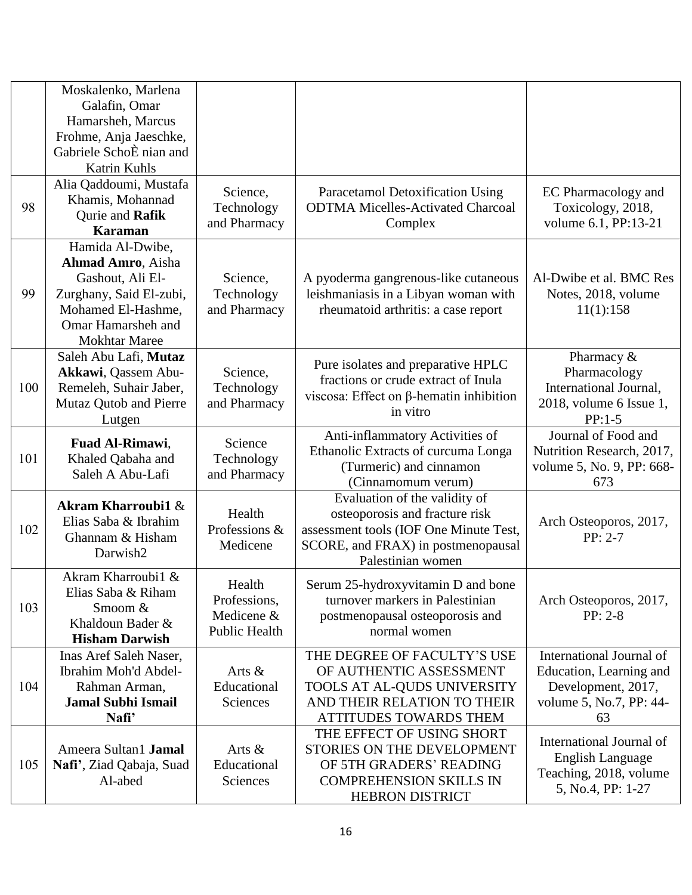| | | | | |
|---|---|---|---|---|
| | Moskalenko, Marlena Galafin, Omar Hamarsheh, Marcus Frohme, Anja Jaeschke, Gabriele SchoÈ nian and Katrin Kuhls | | | |
| 98 | Alia Qaddoumi, Mustafa Khamis, Mohannad Qurie and **Rafik Karaman** | Science, Technology and Pharmacy | Paracetamol Detoxification Using ODTMA Micelles-Activated Charcoal Complex | EC Pharmacology and Toxicology, 2018, volume 6.1, PP:13-21 |
| 99 | Hamida Al-Dwibe, **Ahmad Amro**, Aisha Gashout, Ali El-Zurghany, Said El-zubi, Mohamed El-Hashme, Omar Hamarsheh and Mokhtar Maree | Science, Technology and Pharmacy | A pyoderma gangrenous-like cutaneous leishmaniasis in a Libyan woman with rheumatoid arthritis: a case report | Al-Dwibe et al. BMC Res Notes, 2018, volume 11(1):158 |
| 100 | Saleh Abu Lafi, **Mutaz Akkawi**, Qassem Abu-Remeleh, Suhair Jaber, Mutaz Qutob and Pierre Lutgen | Science, Technology and Pharmacy | Pure isolates and preparative HPLC fractions or crude extract of Inula viscosa: Effect on β-hematin inhibition in vitro | Pharmacy & Pharmacology International Journal, 2018, volume 6 Issue 1, PP:1-5 |
| 101 | **Fuad Al-Rimawi**, Khaled Qabaha and Saleh A Abu-Lafi | Science Technology and Pharmacy | Anti-inflammatory Activities of Ethanolic Extracts of curcuma Longa (Turmeric) and cinnamon (Cinnamomum verum) | Journal of Food and Nutrition Research, 2017, volume 5, No. 9, PP: 668-673 |
| 102 | **Akram Kharroubi1** & Elias Saba & Ibrahim Ghannam & Hisham Darwish2 | Health Professions & Medicene | Evaluation of the validity of osteoporosis and fracture risk assessment tools (IOF One Minute Test, SCORE, and FRAX) in postmenopausal Palestinian women | Arch Osteoporos, 2017, PP: 2-7 |
| 103 | Akram Kharroubi1 & Elias Saba & Riham Smoom & Khaldoun Bader & **Hisham Darwish** | Health Professions, Medicene & Public Health | Serum 25-hydroxyvitamin D and bone turnover markers in Palestinian postmenopausal osteoporosis and normal women | Arch Osteoporos, 2017, PP: 2-8 |
| 104 | Inas Aref Saleh Naser, Ibrahim Moh'd Abdel-Rahman Arman, **Jamal Subhi Ismail Nafi'** | Arts & Educational Sciences | THE DEGREE OF FACULTY'S USE OF AUTHENTIC ASSESSMENT TOOLS AT AL-QUDS UNIVERSITY AND THEIR RELATION TO THEIR ATTITUDES TOWARDS THEM | International Journal of Education, Learning and Development, 2017, volume 5, No.7, PP: 44-63 |
| 105 | Ameera Sultan1 **Jamal Nafi'**, Ziad Qabaja, Suad Al-abed | Arts & Educational Sciences | THE EFFECT OF USING SHORT STORIES ON THE DEVELOPMENT OF 5TH GRADERS' READING COMPREHENSION SKILLS IN HEBRON DISTRICT | International Journal of English Language Teaching, 2018, volume 5, No.4, PP: 1-27 |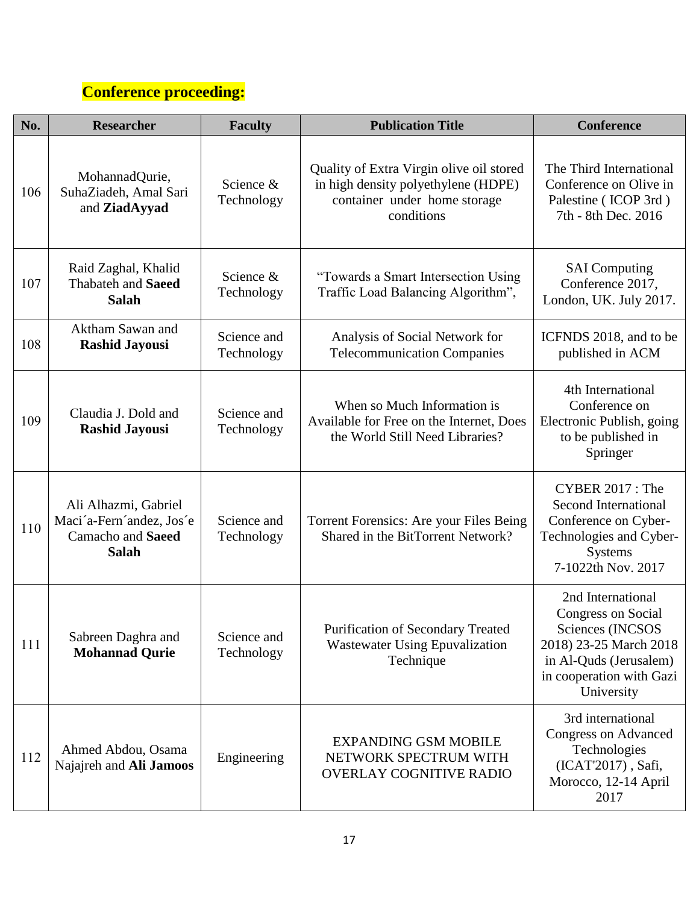**Conference proceeding:**

| No. | Researcher | Faculty | Publication Title | Conference |
|---|---|---|---|---|
| 106 | MohannadQurie, SuhaZiadeh, Amal Sari and **ZiadAyyad** | Science & Technology | Quality of Extra Virgin olive oil stored in high density polyethylene (HDPE) container under home storage conditions | The Third International Conference on Olive in Palestine ( ICOP 3rd ) 7th - 8th Dec. 2016 |
| 107 | Raid Zaghal, Khalid Thabateh and **Saeed Salah** | Science & Technology | "Towards a Smart Intersection Using Traffic Load Balancing Algorithm", | SAI Computing Conference 2017, London, UK. July 2017. |
| 108 | Aktham Sawan and **Rashid Jayousi** | Science and Technology | Analysis of Social Network for Telecommunication Companies | ICFNDS 2018, and to be published in ACM |
| 109 | Claudia J. Dold and **Rashid Jayousi** | Science and Technology | When so Much Information is Available for Free on the Internet, Does the World Still Need Libraries? | 4th International Conference on Electronic Publish, going to be published in Springer |
| 110 | Ali Alhazmi, Gabriel Maci´a-Fern´andez, Jos´e Camacho and **Saeed Salah** | Science and Technology | Torrent Forensics: Are your Files Being Shared in the BitTorrent Network? | CYBER 2017 : The Second International Conference on Cyber-Technologies and Cyber-Systems 7-1022th Nov. 2017 |
| 111 | Sabreen Daghra and **Mohannad Qurie** | Science and Technology | Purification of Secondary Treated Wastewater Using Epuvalization Technique | 2nd International Congress on Social Sciences (INCSOS 2018) 23-25 March 2018 in Al-Quds (Jerusalem) in cooperation with Gazi University |
| 112 | Ahmed Abdou, Osama Najajreh and **Ali Jamoos** | Engineering | EXPANDING GSM MOBILE NETWORK SPECTRUM WITH OVERLAY COGNITIVE RADIO | 3rd international Congress on Advanced Technologies (ICAT'2017) , Safi, Morocco, 12-14 April 2017 |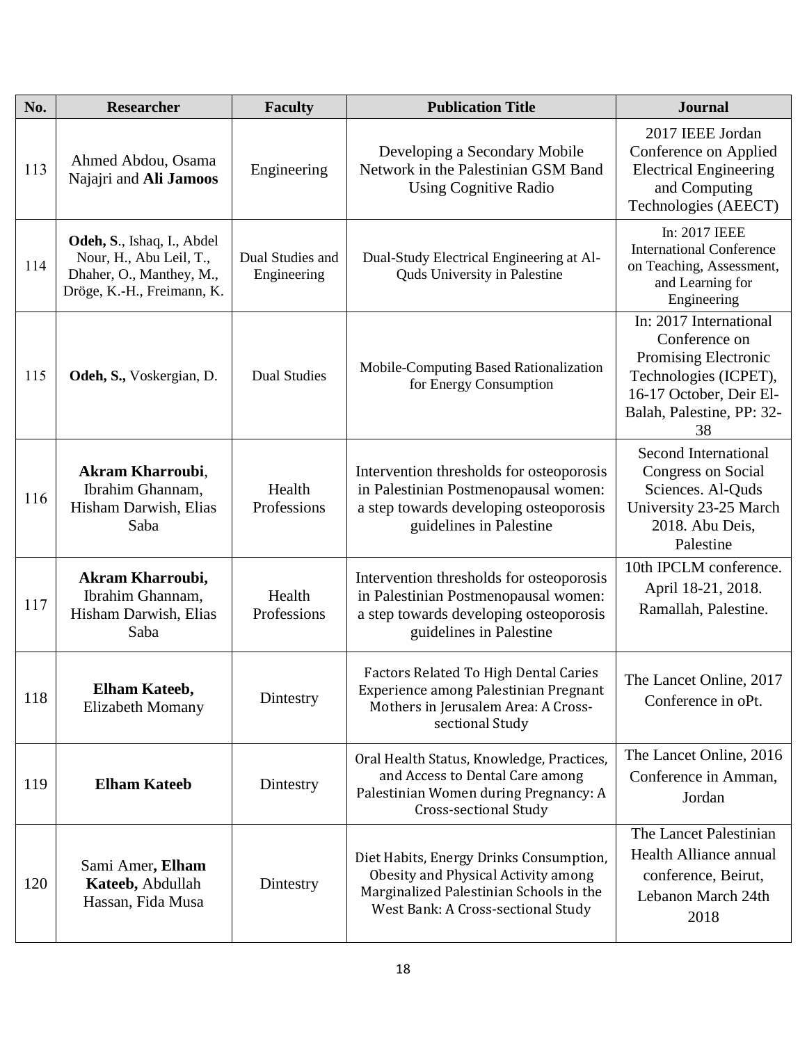| No. | Researcher | Faculty | Publication Title | Journal |
|---|---|---|---|---|
| 113 | Ahmed Abdou, Osama Najajri and **Ali Jamoos** | Engineering | Developing a Secondary Mobile Network in the Palestinian GSM Band Using Cognitive Radio | 2017 IEEE Jordan Conference on Applied Electrical Engineering and Computing Technologies (AEECT) |
| 114 | **Odeh, S**., Ishaq, I., Abdel Nour, H., Abu Leil, T., Dhaher, O., Manthey, M., Dröge, K.-H., Freimann, K. | Dual Studies and Engineering | Dual-Study Electrical Engineering at Al-Quds University in Palestine | In: 2017 IEEE International Conference on Teaching, Assessment, and Learning for Engineering |
| 115 | **Odeh, S.,** Voskergian, D. | Dual Studies | Mobile-Computing Based Rationalization for Energy Consumption | In: 2017 International Conference on Promising Electronic Technologies (ICPET), 16-17 October, Deir El-Balah, Palestine, PP: 32-38 |
| 116 | **Akram Kharroubi**, Ibrahim Ghannam, Hisham Darwish, Elias Saba | Health Professions | Intervention thresholds for osteoporosis in Palestinian Postmenopausal women: a step towards developing osteoporosis guidelines in Palestine | Second International Congress on Social Sciences. Al-Quds University 23-25 March 2018. Abu Deis, Palestine |
| 117 | **Akram Kharroubi,** Ibrahim Ghannam, Hisham Darwish, Elias Saba | Health Professions | Intervention thresholds for osteoporosis in Palestinian Postmenopausal women: a step towards developing osteoporosis guidelines in Palestine | 10th IPCLM conference. April 18-21, 2018. Ramallah, Palestine. |
| 118 | **Elham Kateeb,** Elizabeth Momany | Dintestry | Factors Related To High Dental Caries Experience among Palestinian Pregnant Mothers in Jerusalem Area: A Cross-sectional Study | The Lancet Online, 2017 Conference in oPt. |
| 119 | **Elham Kateeb** | Dintestry | Oral Health Status, Knowledge, Practices, and Access to Dental Care among Palestinian Women during Pregnancy: A Cross-sectional Study | The Lancet Online, 2016 Conference in Amman, Jordan |
| 120 | Sami Amer**, Elham Kateeb,** Abdullah Hassan, Fida Musa | Dintestry | Diet Habits, Energy Drinks Consumption, Obesity and Physical Activity among Marginalized Palestinian Schools in the West Bank: A Cross-sectional Study | The Lancet Palestinian Health Alliance annual conference, Beirut, Lebanon March 24th 2018 |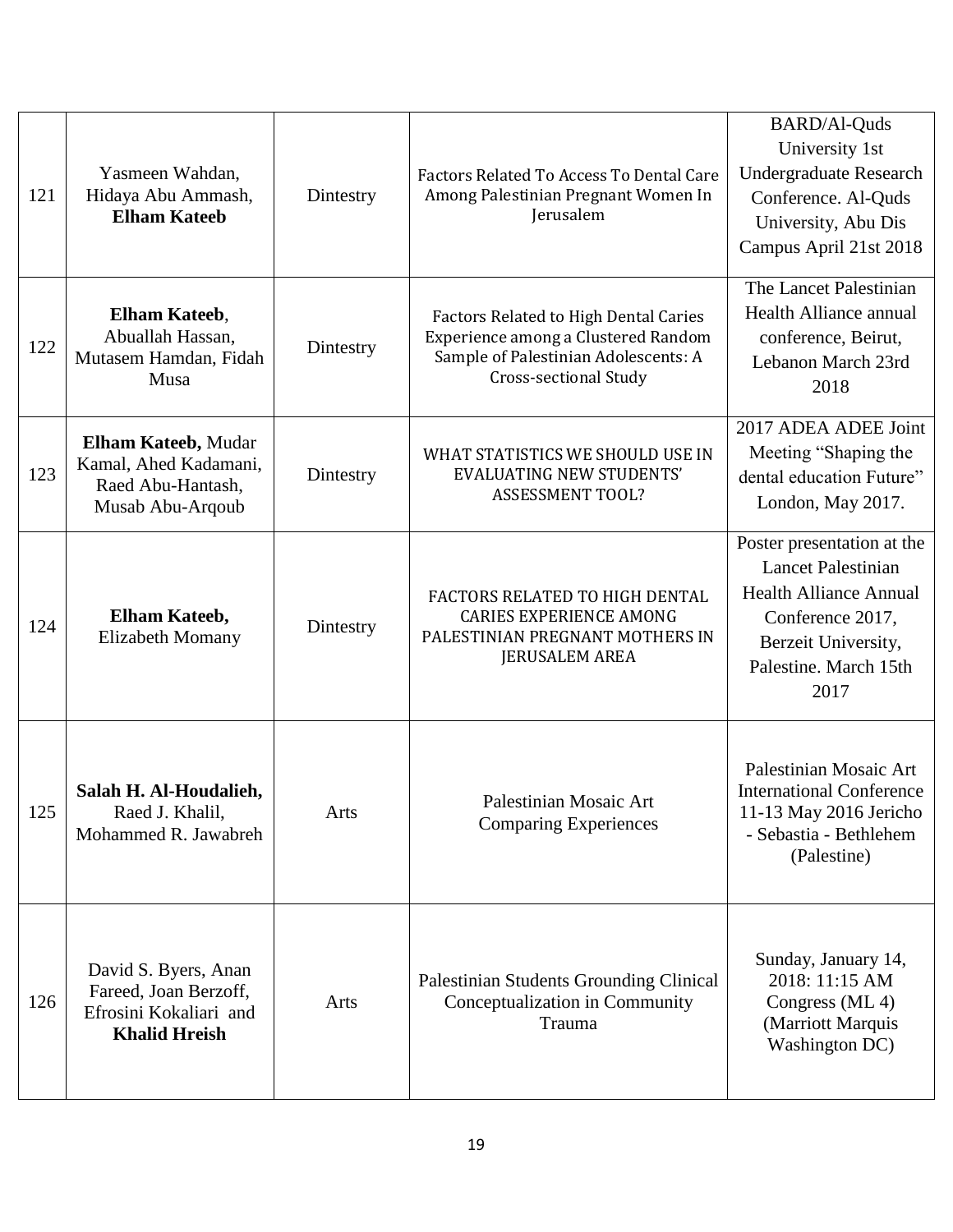| 121 | Yasmeen Wahdan, Hidaya Abu Ammash, **Elham Kateeb** | Dintestry | Factors Related To Access To Dental Care Among Palestinian Pregnant Women In Jerusalem | BARD/Al-Quds University 1st Undergraduate Research Conference. Al-Quds University, Abu Dis Campus April 21st 2018 |
|---|---|---|---|---|
| 122 | **Elham Kateeb**, Abuallah Hassan, Mutasem Hamdan, Fidah Musa | Dintestry | Factors Related to High Dental Caries Experience among a Clustered Random Sample of Palestinian Adolescents: A Cross-sectional Study | The Lancet Palestinian Health Alliance annual conference, Beirut, Lebanon March 23rd 2018 |
| 123 | **Elham Kateeb,** Mudar Kamal, Ahed Kadamani, Raed Abu-Hantash, Musab Abu-Arqoub | Dintestry | WHAT STATISTICS WE SHOULD USE IN EVALUATING NEW STUDENTS' ASSESSMENT TOOL? | 2017 ADEA ADEE Joint Meeting "Shaping the dental education Future" London, May 2017. |
| 124 | **Elham Kateeb,** Elizabeth Momany | Dintestry | FACTORS RELATED TO HIGH DENTAL CARIES EXPERIENCE AMONG PALESTINIAN PREGNANT MOTHERS IN JERUSALEM AREA | Poster presentation at the Lancet Palestinian Health Alliance Annual Conference 2017, Berzeit University, Palestine. March 15th 2017 |
| 125 | **Salah H. Al-Houdalieh,** Raed J. Khalil, Mohammed R. Jawabreh | Arts | Palestinian Mosaic Art Comparing Experiences | Palestinian Mosaic Art International Conference 11-13 May 2016 Jericho - Sebastia - Bethlehem (Palestine) |
| 126 | David S. Byers, Anan Fareed, Joan Berzoff, Efrosini Kokaliari and **Khalid Hreish** | Arts | Palestinian Students Grounding Clinical Conceptualization in Community Trauma | Sunday, January 14, 2018: 11:15 AM Congress (ML 4) (Marriott Marquis Washington DC) |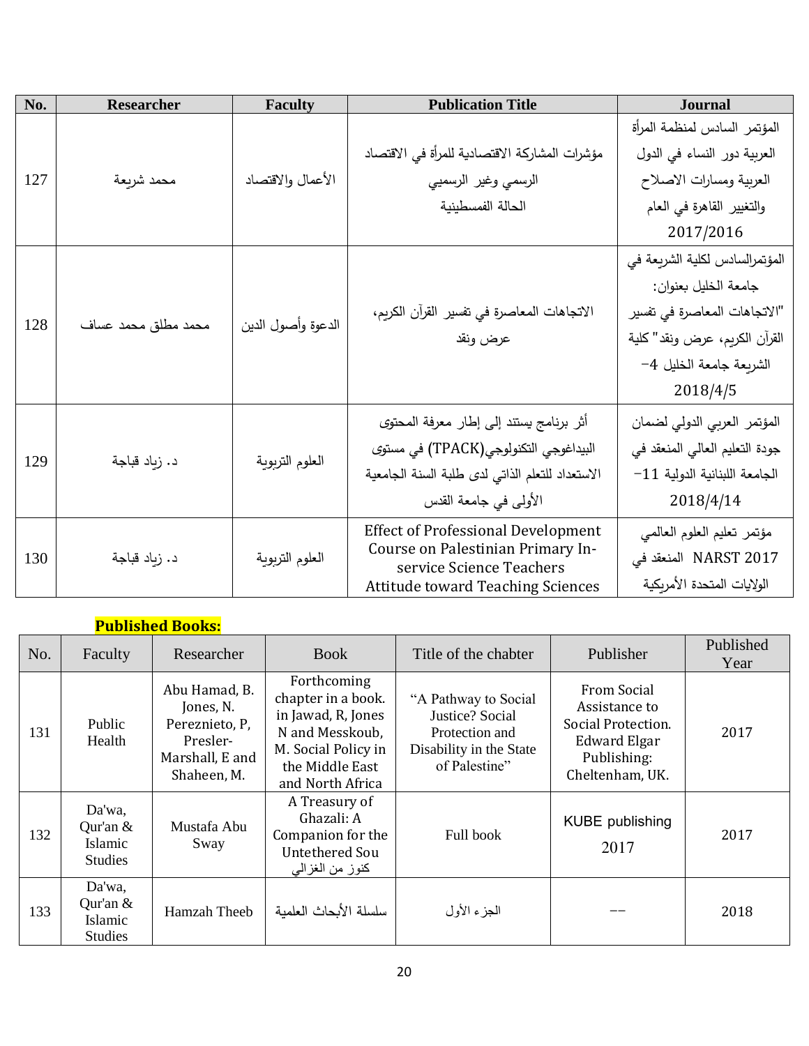| No. | Researcher | Faculty | Publication Title | Journal |
|---|---|---|---|---|
| 127 | محمد شريعة | الأعمال والاقتصاد | مؤشرات المشاركة الاقتصادية للمرأة في الاقتصاد الرسمي وغير الرسميي الحالة الفسطينية | المؤتمر السادس لمنظمة المرأة العربية دور النساء في الدول العربية ومسارات الاصلاح والتغيير القاهرة في العام 2017/2016 |
| 128 | محمد مطلق محمد عساف | الدعوة وأصول الدين | الاتجاهات المعاصرة في تفسير القرآن الكريم، عرض ونقد | المؤتمرالسادس لكلية الشريعة في جامعة الخليل بعنوان: "الاتجاهات المعاصرة في تفسير القرآن الكريم، عرض ونقد" كلية الشريعة جامعة الخليل 4-2018/4/5 |
| 129 | د. زياد قباجة | العلوم التربوية | أثر برنامج يستند إلى إطار معرفة المحتوى البيداغوجي التكنولوجي(TPACK) في مستوى الاستعداد للتعلم الذاتي لدى طلبة السنة الجامعية الأولى في جامعة القدس | المؤتمر العربي الدولي لضمان جودة التعليم العالي المنعقد في الجامعة اللبنانية الدولية 11-2018/4/14 |
| 130 | د. زياد قباجة | العلوم التربوية | Effect of Professional Development Course on Palestinian Primary In-service Science Teachers Attitude toward Teaching Sciences | مؤتمر تعليم العلوم العالمي NARST 2017 المنعقد في الولايات المتحدة الأمريكية |

**Published Books:**

| No. | Faculty | Researcher | Book | Title of the chabter | Publisher | Published Year |
|---|---|---|---|---|---|---|
| 131 | Public Health | Abu Hamad, B. Jones, N. Pereznieto, P, Presler-Marshall, E and Shaheen, M. | Forthcoming chapter in a book. in Jawad, R, Jones N and Messkoub, M. Social Policy in the Middle East and North Africa | "A Pathway to Social Justice? Social Protection and Disability in the State of Palestine" | From Social Assistance to Social Protection. Edward Elgar Publishing: Cheltenham, UK. | 2017 |
| 132 | Da'wa, Qur'an & Islamic Studies | Mustafa Abu Sway | A Treasury of Ghazali: A Companion for the Untethered Sou كنوز من الغزالي | Full book | KUBE publishing 2017 | 2017 |
| 133 | Da'wa, Qur'an & Islamic Studies | Hamzah Theeb | سلسلة الأبحاث العلمية | الجزء الأول | -- | 2018 |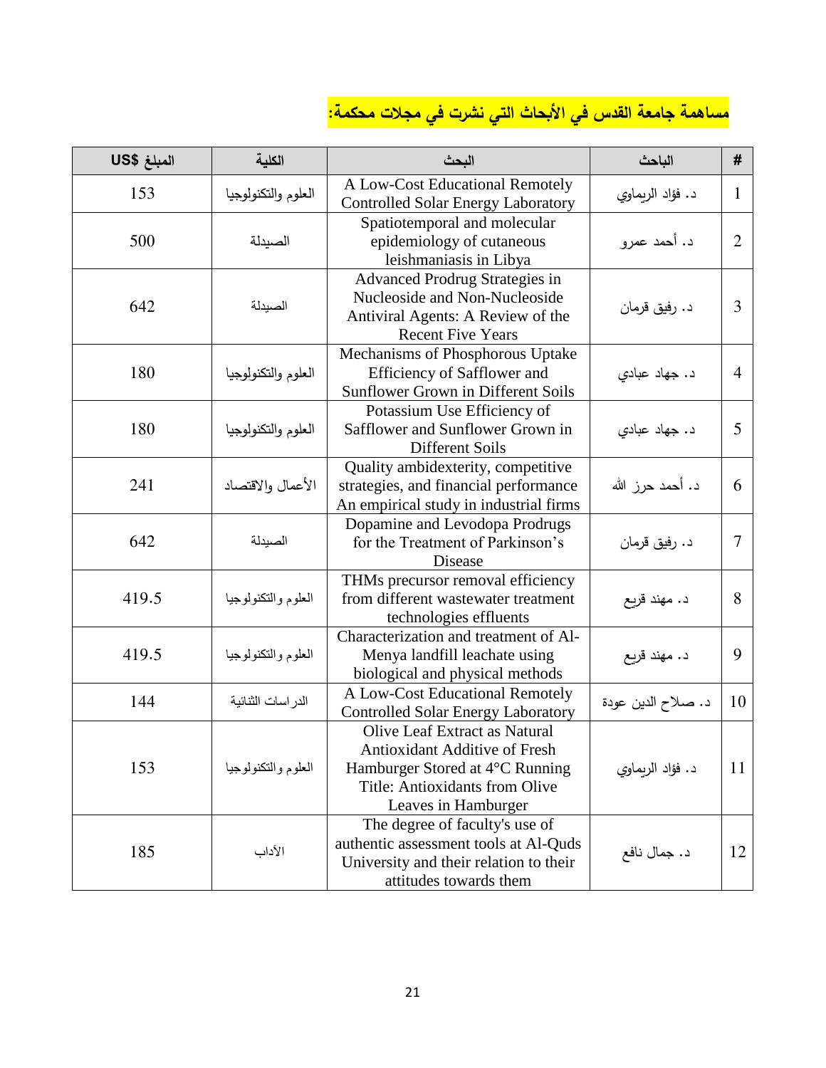**مساهمة جامعة القدس في الأبحاث التي نشرت في مجلات محكمة:**

| # | الباحث | البحث | الكلية | المبلغ $US |
|---|---|---|---|---|
| 1 | د. فؤاد الريماوي | A Low-Cost Educational Remotely Controlled Solar Energy Laboratory | العلوم والتكنولوجيا | 153 |
| 2 | د. أحمد عمرو | Spatiotemporal and molecular epidemiology of cutaneous leishmaniasis in Libya | الصيدلة | 500 |
| 3 | د. رفيق قرمان | Advanced Prodrug Strategies in Nucleoside and Non-Nucleoside Antiviral Agents: A Review of the Recent Five Years | الصيدلة | 642 |
| 4 | د. جهاد عبادي | Mechanisms of Phosphorous Uptake Efficiency of Safflower and Sunflower Grown in Different Soils | العلوم والتكنولوجيا | 180 |
| 5 | د. جهاد عبادي | Potassium Use Efficiency of Safflower and Sunflower Grown in Different Soils | العلوم والتكنولوجيا | 180 |
| 6 | د. أحمد حرز الله | Quality ambidexterity, competitive strategies, and financial performance An empirical study in industrial firms | الأعمال والاقتصاد | 241 |
| 7 | د. رفيق قرمان | Dopamine and Levodopa Prodrugs for the Treatment of Parkinson's Disease | الصيدلة | 642 |
| 8 | د. مهند قريع | THMs precursor removal efficiency from different wastewater treatment technologies effluents | العلوم والتكنولوجيا | 419.5 |
| 9 | د. مهند قريع | Characterization and treatment of Al-Menya landfill leachate using biological and physical methods | العلوم والتكنولوجيا | 419.5 |
| 10 | د. صلاح الدين عودة | A Low-Cost Educational Remotely Controlled Solar Energy Laboratory | الدراسات الثنائية | 144 |
| 11 | د. فؤاد الريماوي | Olive Leaf Extract as Natural Antioxidant Additive of Fresh Hamburger Stored at 4°C Running Title: Antioxidants from Olive Leaves in Hamburger | العلوم والتكنولوجيا | 153 |
| 12 | د. جمال نافع | The degree of faculty's use of authentic assessment tools at Al-Quds University and their relation to their attitudes towards them | الآداب | 185 |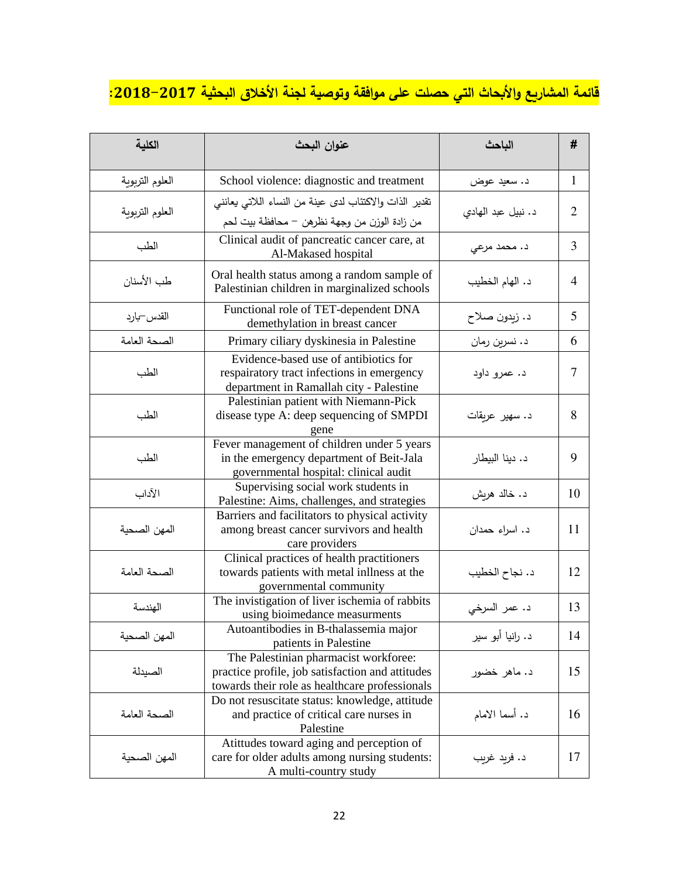## قائمة المشاريع والأبحاث التي حصلت على موافقة وتوصية لجنة الأخلاق البحثية 2017-2018:

| # | الباحث | عنوان البحث | الكلية |
|---|---|---|---|
| 1 | د. سعيد عوض | School violence: diagnostic and treatment | العلوم التربوية |
| 2 | د. نبيل عبد الهادي | تقدير الذات والاكتئاب لدى عينة من النساء اللاتي يعانني من زادة الوزن من وجهة نظرهن – محافظة بيت لحم | العلوم التربوية |
| 3 | د. محمد مرعي | Clinical audit of pancreatic cancer care, at Al-Makased hospital | الطب |
| 4 | د. الهام الخطيب | Oral health status among a random sample of Palestinian children in marginalized schools | طب الأسنان |
| 5 | د. زيدون صلاح | Functional role of TET-dependent DNA demethylation in breast cancer | القدس-بارد |
| 6 | د. نسرين رمان | Primary ciliary dyskinesia in Palestine | الصحة العامة |
| 7 | د. عمرو داود | Evidence-based use of antibiotics for respai1ratory tract infections in emergency department in Ramallah city - Palestine | الطب |
| 8 | د. سهير عريقات | Palestinian patient with Niemann-Pick disease type A: deep sequencing of SMPDI gene | الطب |
| 9 | د. دينا البيطار | Fever management of children under 5 years in the emergency department of Beit-Jala governmental hospital: clinical audit | الطب |
| 10 | د. خالد هريش | Supervising social work students in Palestine: Aims, challenges, and strategies | الآداب |
| 11 | د. اسراء حمدان | Barriers and facilitators to physical activity among breast cancer survivors and health care providers | المهن الصحية |
| 12 | د. نجاح الخطيب | Clinical practices of health practitioners towards patients with metal inllness at the governmental community | الصحة العامة |
| 13 | د. عمر السرخي | The invistigation of liver ischemia of rabbits using bioimedance measurments | الهندسة |
| 14 | د. رانيا أبو سير | Autoantibodies in B-thalassemia major patients in Palestine | المهن الصحية |
| 15 | د. ماهر خضور | The Palestinian pharmacist workforee: practice profile, job satisfaction and attitudes towards their role as healthcare professionals | الصيدلة |
| 16 | د. أسما الامام | Do not resuscitate status: knowledge, attitude and practice of critical care nurses in Palestine | الصحة العامة |
| 17 | د. فريد غريب | Atittudes toward aging and perception of care for older adults among nursing students: A multi-country study | المهن الصحية |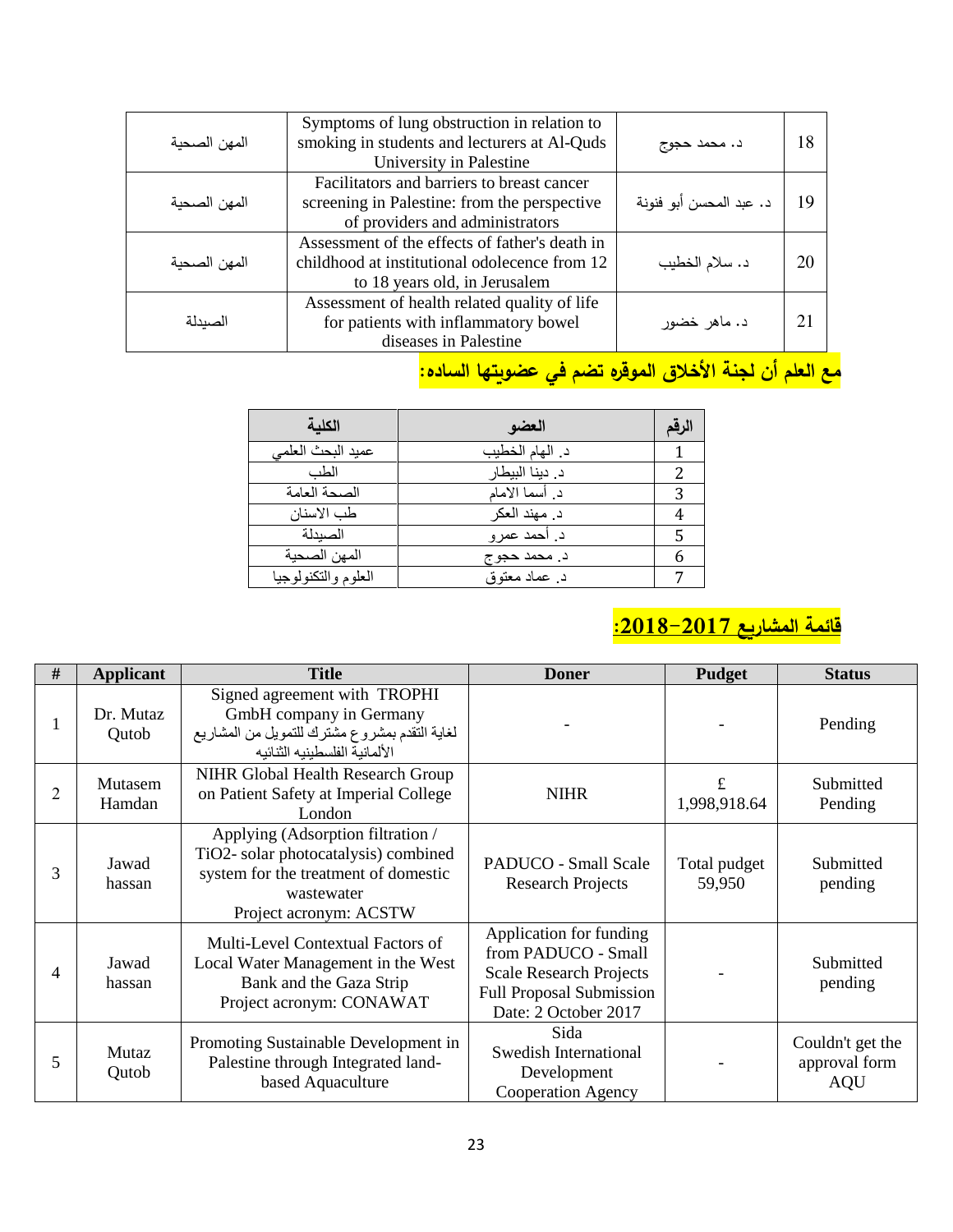| | | | |
|---|---|---|---|
| المهن الصحية | Symptoms of lung obstruction in relation to smoking in students and lecturers at Al-Quds University in Palestine | د. محمد حجوج | 18 |
| المهن الصحية | Facilitators and barriers to breast cancer screening in Palestine: from the perspective of providers and administrators | د. عبد المحسن أبو فنونة | 19 |
| المهن الصحية | Assessment of the effects of father's death in childhood at institutional odolecence from 12 to 18 years old, in Jerusalem | د. سلام الخطيب | 20 |
| الصيدلة | Assessment of health related quality of life for patients with inflammatory bowel diseases in Palestine | د. ماهر خضور | 21 |

**مع العلم أن لجنة الأخلاق الموقره تضم في عضويتها الساده:**

| الكلية | العضو | الرقم |
|---|---|---|
| عميد البحث العلمي | د. الهام الخطيب | 1 |
| الطب | د. دينا البيطار | 2 |
| الصحة العامة | د. أسما الامام | 3 |
| طب الاسنان | د. مهند العكر | 4 |
| الصيدلة | د. أحمد عمرو | 5 |
| المهن الصحية | د. محمد حجوج | 6 |
| العلوم والتكنولوجيا | د. عماد معتوق | 7 |

## قائمة المشاريع 2017-2018:

| # | Applicant | Title | Doner | Pudget | Status |
|---|---|---|---|---|---|
| 1 | Dr. Mutaz Qutob | Signed agreement with TROPHI GmbH company in Germany لغاية التقدم بمشروع مشترك للتمويل من المشاريع الألمانية الفلسطينيه الثنائيه | - | - | Pending |
| 2 | Mutasem Hamdan | NIHR Global Health Research Group on Patient Safety at Imperial College London | NIHR | £ 1,998,918.64 | Submitted Pending |
| 3 | Jawad hassan | Applying (Adsorption filtration / TiO2- solar photocatalysis) combined system for the treatment of domestic wastewater Project acronym: ACSTW | PADUCO - Small Scale Research Projects | Total pudget 59,950 | Submitted pending |
| 4 | Jawad hassan | Multi-Level Contextual Factors of Local Water Management in the West Bank and the Gaza Strip Project acronym: CONAWAT | Application for funding from PADUCO - Small Scale Research Projects Full Proposal Submission Date: 2 October 2017 | - | Submitted pending |
| 5 | Mutaz Qutob | Promoting Sustainable Development in Palestine through Integrated land-based Aquaculture | Sida Swedish International Development Cooperation Agency | - | Couldn't get the approval form AQU |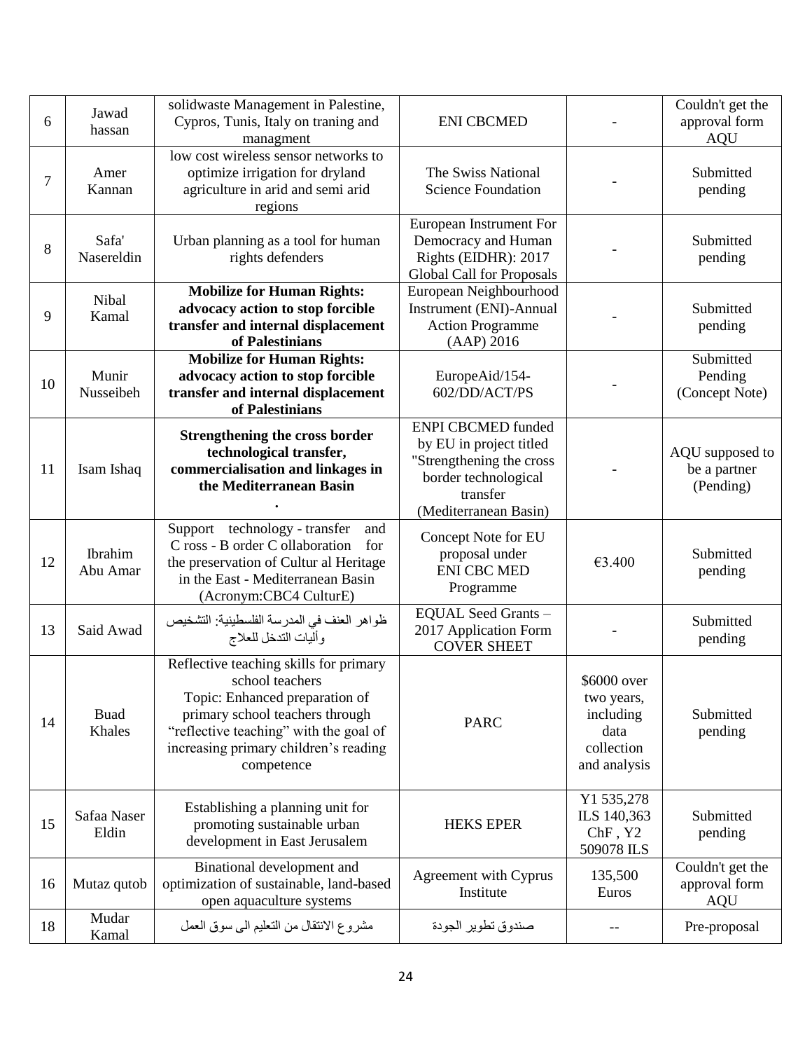| 6 | Jawad hassan | solidwaste Management in Palestine, Cypros, Tunis, Italy on traning and managment | ENI CBCMED | - | Couldn't get the approval form AQU |
|---|---|---|---|---|---|
| 7 | Amer Kannan | low cost wireless sensor networks to optimize irrigation for dryland agriculture in arid and semi arid regions | The Swiss National Science Foundation | - | Submitted pending |
| 8 | Safa' Nasereldin | Urban planning as a tool for human rights defenders | European Instrument For Democracy and Human Rights (EIDHR): 2017 Global Call for Proposals | - | Submitted pending |
| 9 | Nibal Kamal | **Mobilize for Human Rights: advocacy action to stop forcible transfer and internal displacement of Palestinians** | European Neighbourhood Instrument (ENI)-Annual Action Programme (AAP) 2016 | - | Submitted pending |
| 10 | Munir Nusseibeh | **Mobilize for Human Rights: advocacy action to stop forcible transfer and internal displacement of Palestinians** | EuropeAid/154-602/DD/ACT/PS | - | Submitted Pending (Concept Note) |
| 11 | Isam Ishaq | **Strengthening the cross border technological transfer, commercialisation and linkages in the Mediterranean Basin .** | ENPI CBCMED funded by EU in project titled "Strengthening the cross border technological transfer (Mediterranean Basin) | - | AQU supposed to be a partner (Pending) |
| 12 | Ibrahim Abu Amar | Support technology - transfer and C ross - B order C ollaboration for the preservation of Cultur al Heritage in the East - Mediterranean Basin (Acronym:CBC4 CulturE) | Concept Note for EU proposal under ENI CBC MED Programme | €3.400 | Submitted pending |
| 13 | Said Awad | ظواهر العنف في المدرسة الفلسطينية: التشخيص وأليات التدخل للعلاج | EQUAL Seed Grants – 2017 Application Form COVER SHEET | - | Submitted pending |
| 14 | Buad Khales | Reflective teaching skills for primary school teachers Topic: Enhanced preparation of primary school teachers through "reflective teaching" with the goal of increasing primary children's reading competence | PARC | $6000 over two years, including data collection and analysis | Submitted pending |
| 15 | Safaa Naser Eldin | Establishing a planning unit for promoting sustainable urban development in East Jerusalem | HEKS EPER | Y1 535,278 ILS 140,363 ChF , Y2 509078 ILS | Submitted pending |
| 16 | Mutaz qutob | Binational development and optimization of sustainable, land-based open aquaculture systems | Agreement with Cyprus Institute | 135,500 Euros | Couldn't get the approval form AQU |
| 18 | Mudar Kamal | مشروع الانتقال من التعليم الى سوق العمل | صندوق تطوير الجودة | -- | Pre-proposal |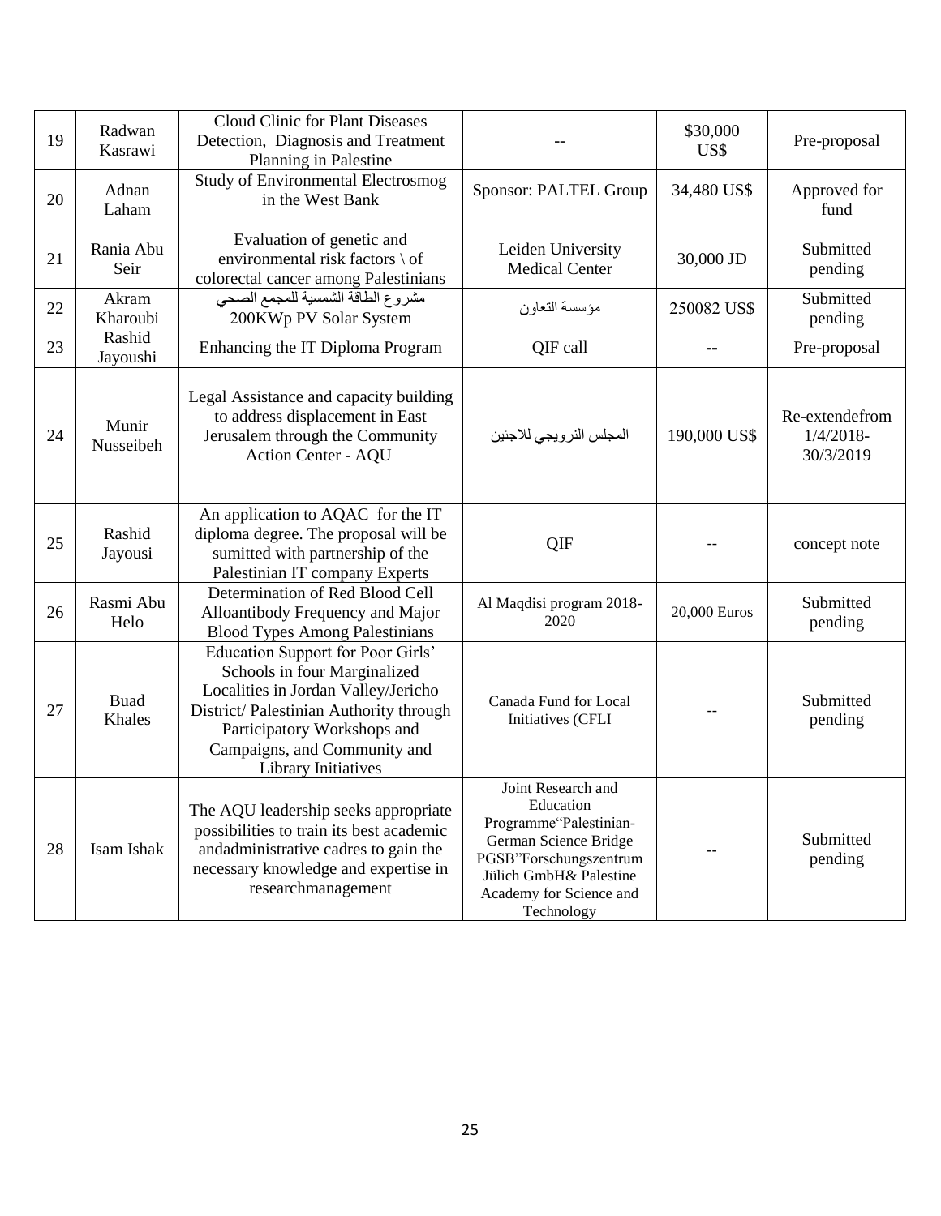| 19 | Radwan Kasrawi | Cloud Clinic for Plant Diseases Detection, Diagnosis and Treatment Planning in Palestine | -- | $30,000 US$ | Pre-proposal |
|---|---|---|---|---|---|
| 20 | Adnan Laham | Study of Environmental Electrosmog in the West Bank | Sponsor: PALTEL Group | 34,480 US$ | Approved for fund |
| 21 | Rania Abu Seir | Evaluation of genetic and environmental risk factors \ of colorectal cancer among Palestinians | Leiden University Medical Center | 30,000 JD | Submitted pending |
| 22 | Akram Kharoubi | مشروع الطاقة الشمسية للمجمع الصحي 200KWp PV Solar System | مؤسسة التعاون | 250082 US$ | Submitted pending |
| 23 | Rashid Jayoushi | Enhancing the IT Diploma Program | QIF call | -- | Pre-proposal |
| 24 | Munir Nusseibeh | Legal Assistance and capacity building to address displacement in East Jerusalem through the Community Action Center - AQU | المجلس النرويجي للاجئين | 190,000 US$ | Re-extendefrom 1/4/2018-30/3/2019 |
| 25 | Rashid Jayousi | An application to AQAC for the IT diploma degree. The proposal will be sumitted with partnership of the Palestinian IT company Experts | QIF | -- | concept note |
| 26 | Rasmi Abu Helo | Determination of Red Blood Cell Alloantibody Frequency and Major Blood Types Among Palestinians | Al Maqdisi program 2018-2020 | 20,000 Euros | Submitted pending |
| 27 | Buad Khales | Education Support for Poor Girls' Schools in four Marginalized Localities in Jordan Valley/Jericho District/ Palestinian Authority through Participatory Workshops and Campaigns, and Community and Library Initiatives | Canada Fund for Local Initiatives (CFLI | -- | Submitted pending |
| 28 | Isam Ishak | The AQU leadership seeks appropriate possibilities to train its best academic andadministrative cadres to gain the necessary knowledge and expertise in researchmanagement | Joint Research and Education Programme"Palestinian-German Science Bridge PGSB"Forschungszentrum Jülich GmbH& Palestine Academy for Science and Technology | -- | Submitted pending |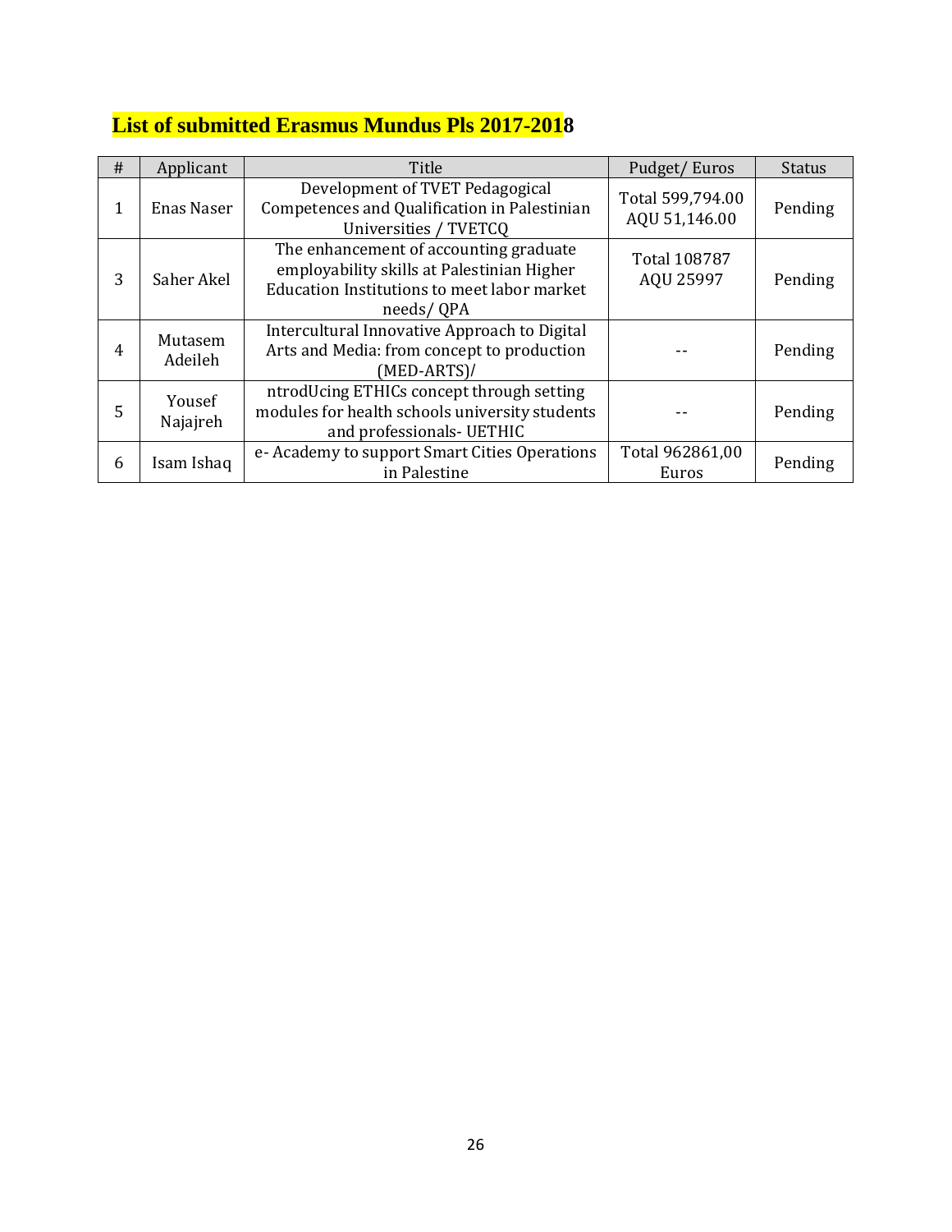## List of submitted Erasmus Mundus PIs 2017-2018

| # | Applicant | Title | Pudget/ Euros | Status |
|---|---|---|---|---|
| 1 | Enas Naser | Development of TVET Pedagogical Competences and Qualification in Palestinian Universities / TVETCQ | Total 599,794.00 AQU 51,146.00 | Pending |
| 3 | Saher Akel | The enhancement of accounting graduate employability skills at Palestinian Higher Education Institutions to meet labor market needs/ QPA | Total 108787 AQU 25997 | Pending |
| 4 | Mutasem Adeileh | Intercultural Innovative Approach to Digital Arts and Media: from concept to production (MED-ARTS)/ | -- | Pending |
| 5 | Yousef Najajreh | ntrodUcing ETHICs concept through setting modules for health schools university students and professionals- UETHIC | -- | Pending |
| 6 | Isam Ishaq | e- Academy to support Smart Cities Operations in Palestine | Total 962861,00 Euros | Pending |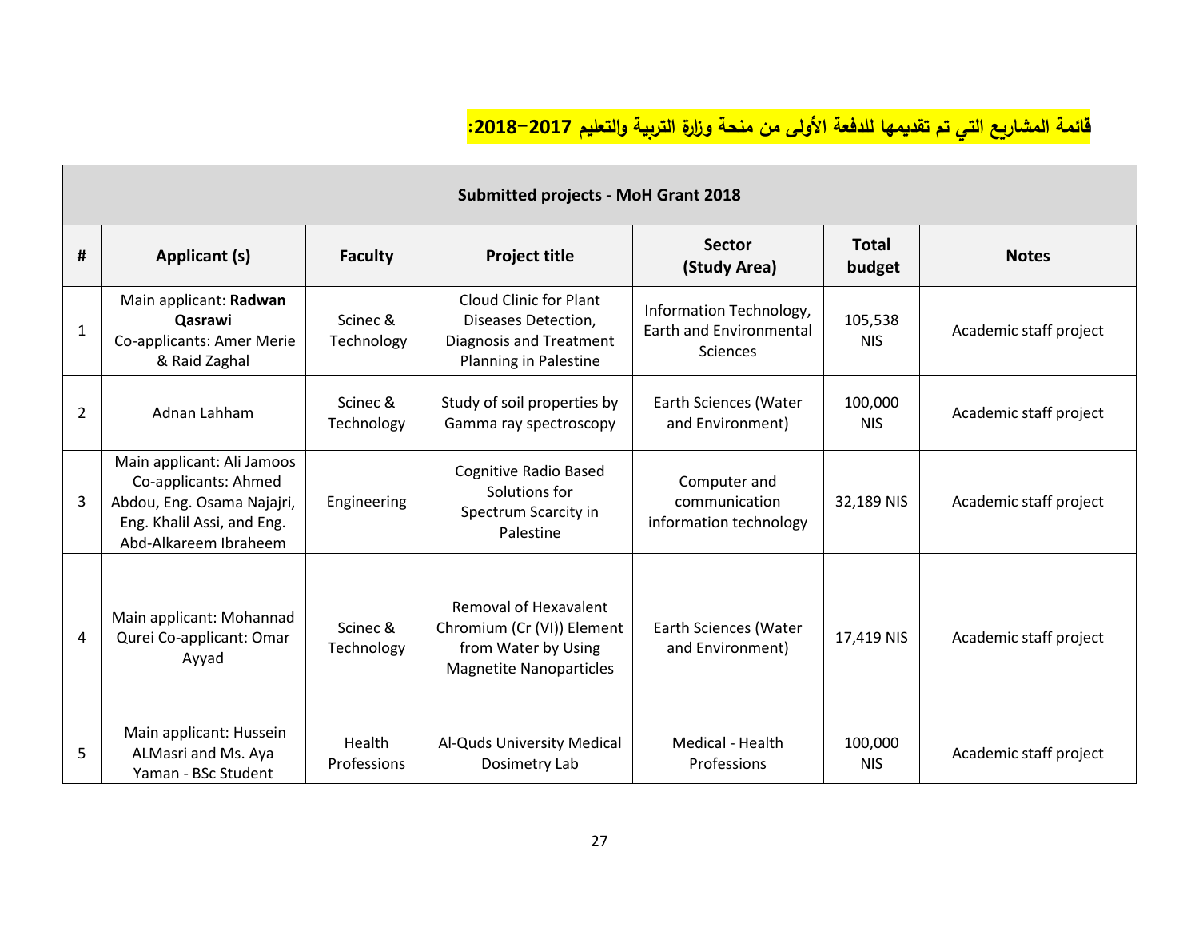**قائمة المشاريع التي تم تقديمها للدفعة الأولى من منحة وزارة التربية والتعليم 2017–2018:**

| Submitted projects - MoH Grant 2018 | | | | | | |
|---|---|---|---|---|---|---|
| # | Applicant (s) | Faculty | Project title | Sector (Study Area) | Total budget | Notes |
| 1 | Main applicant: **Radwan Qasrawi** Co-applicants: Amer Merie & Raid Zaghal | Scinec & Technology | Cloud Clinic for Plant Diseases Detection, Diagnosis and Treatment Planning in Palestine | Information Technology, Earth and Environmental Sciences | 105,538 NIS | Academic staff project |
| 2 | Adnan Lahham | Scinec & Technology | Study of soil properties by Gamma ray spectroscopy | Earth Sciences (Water and Environment) | 100,000 NIS | Academic staff project |
| 3 | Main applicant: Ali Jamoos Co-applicants: Ahmed Abdou, Eng. Osama Najajri, Eng. Khalil Assi, and Eng. Abd-Alkareem Ibraheem | Engineering | Cognitive Radio Based Solutions for Spectrum Scarcity in Palestine | Computer and communication information technology | 32,189 NIS | Academic staff project |
| 4 | Main applicant: Mohannad Qurei Co-applicant: Omar Ayyad | Scinec & Technology | Removal of Hexavalent Chromium (Cr (VI)) Element from Water by Using Magnetite Nanoparticles | Earth Sciences (Water and Environment) | 17,419 NIS | Academic staff project |
| 5 | Main applicant: Hussein ALMasri and Ms. Aya Yaman - BSc Student | Health Professions | Al-Quds University Medical Dosimetry Lab | Medical - Health Professions | 100,000 NIS | Academic staff project |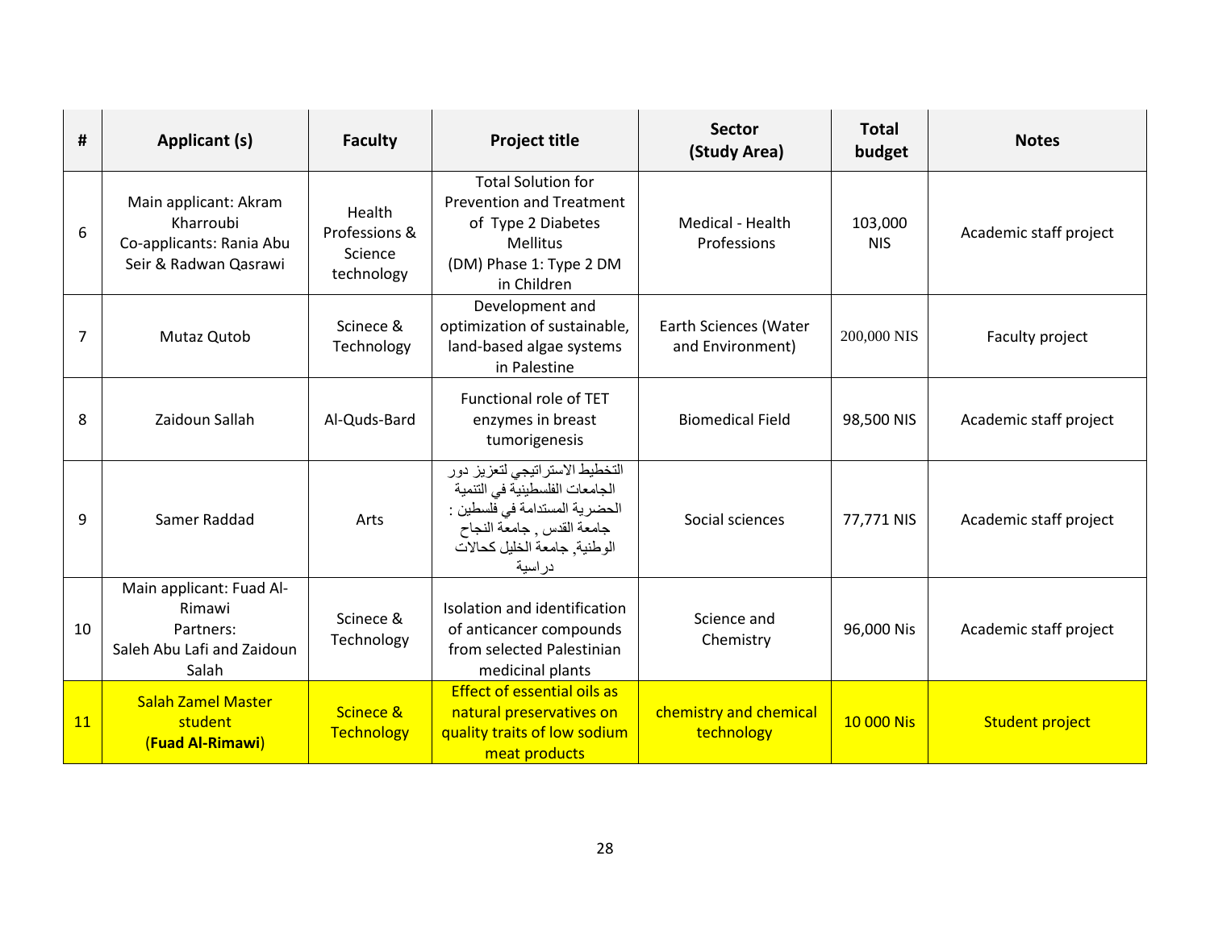| # | Applicant (s) | Faculty | Project title | Sector (Study Area) | Total budget | Notes |
|---|---|---|---|---|---|---|
| 6 | Main applicant: Akram Kharroubi Co-applicants: Rania Abu Seir & Radwan Qasrawi | Health Professions & Science technology | Total Solution for Prevention and Treatment of Type 2 Diabetes Mellitus (DM) Phase 1: Type 2 DM in Children | Medical - Health Professions | 103,000 NIS | Academic staff project |
| 7 | Mutaz Qutob | Scinece & Technology | Development and optimization of sustainable, land-based algae systems in Palestine | Earth Sciences (Water and Environment) | 200,000 NIS | Faculty project |
| 8 | Zaidoun Sallah | Al-Quds-Bard | Functional role of TET enzymes in breast tumorigenesis | Biomedical Field | 98,500 NIS | Academic staff project |
| 9 | Samer Raddad | Arts | التخطيط الاستراتيجي لتعزيز دور الجامعات الفلسطينية في التنمية الحضرية المستدامة في فلسطين : جامعة القدس , جامعة النجاح الوطنية, جامعة الخليل كحالات دراسية | Social sciences | 77,771 NIS | Academic staff project |
| 10 | Main applicant: Fuad Al-Rimawi Partners: Saleh Abu Lafi and Zaidoun Salah | Scinece & Technology | Isolation and identification of anticancer compounds from selected Palestinian medicinal plants | Science and Chemistry | 96,000 Nis | Academic staff project |
| 11 | Salah Zamel Master student (**Fuad Al-Rimawi**) | Scinece & Technology | Effect of essential oils as natural preservatives on quality traits of low sodium meat products | chemistry and chemical technology | 10 000 Nis | Student project |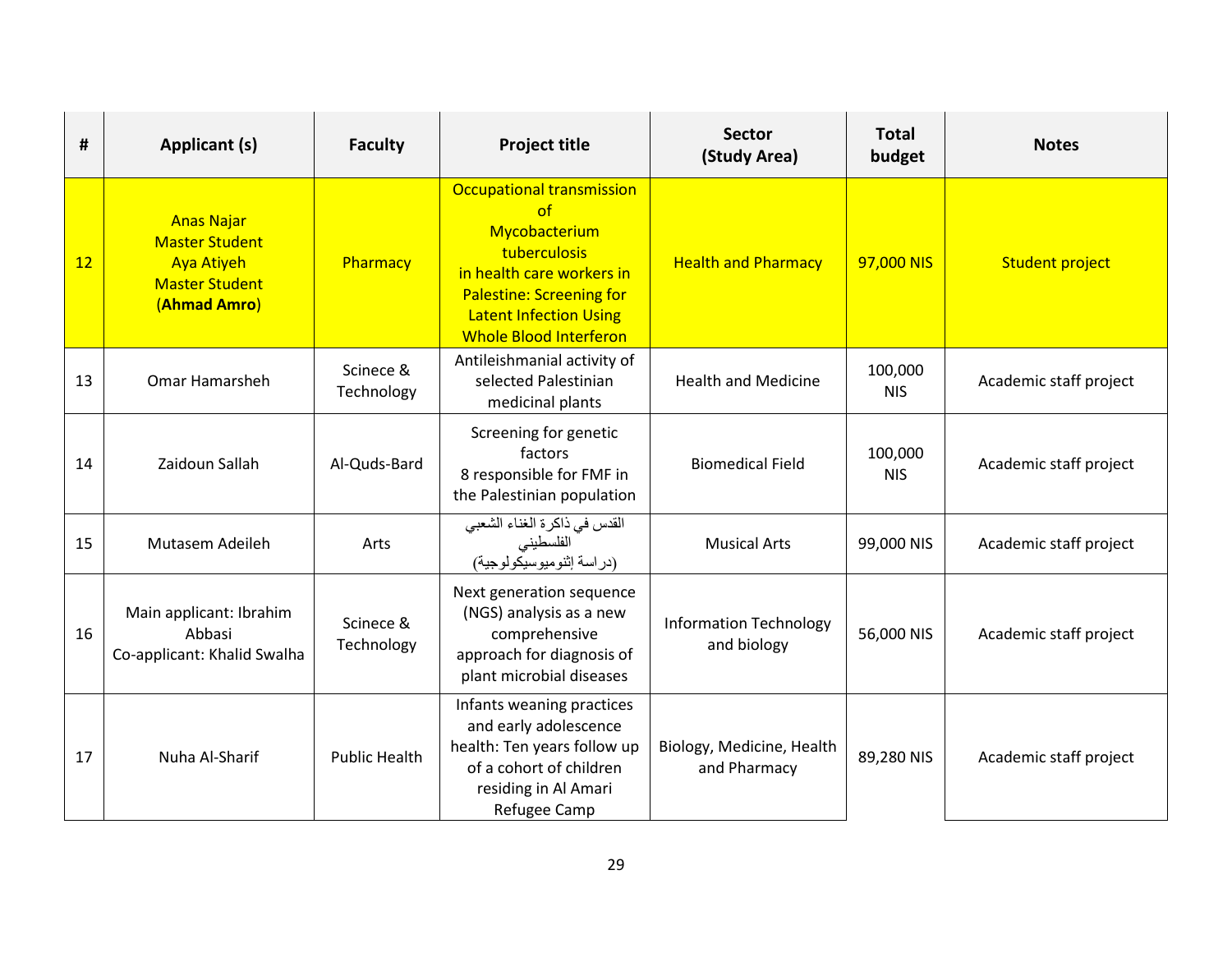| # | Applicant (s) | Faculty | Project title | Sector (Study Area) | Total budget | Notes |
|---|---|---|---|---|---|---|
| 12 | Anas Najar Master Student Aya Atiyeh Master Student (**Ahmad Amro**) | Pharmacy | Occupational transmission of Mycobacterium tuberculosis in health care workers in Palestine: Screening for Latent Infection Using Whole Blood Interferon | Health and Pharmacy | 97,000 NIS | Student project |
| 13 | Omar Hamarsheh | Scinece & Technology | Antileishmanial activity of selected Palestinian medicinal plants | Health and Medicine | 100,000 NIS | Academic staff project |
| 14 | Zaidoun Sallah | Al-Quds-Bard | Screening for genetic factors 8 responsible for FMF in the Palestinian population | Biomedical Field | 100,000 NIS | Academic staff project |
| 15 | Mutasem Adeileh | Arts | القدس في ذاكرة الغناء الشعبي الفلسطيني (دراسة إثنوميوسيكولوجية) | Musical Arts | 99,000 NIS | Academic staff project |
| 16 | Main applicant: Ibrahim Abbasi Co-applicant: Khalid Swalha | Scinece & Technology | Next generation sequence (NGS) analysis as a new comprehensive approach for diagnosis of plant microbial diseases | Information Technology and biology | 56,000 NIS | Academic staff project |
| 17 | Nuha Al-Sharif | Public Health | Infants weaning practices and early adolescence health: Ten years follow up of a cohort of children residing in Al Amari Refugee Camp | Biology, Medicine, Health and Pharmacy | 89,280 NIS | Academic staff project |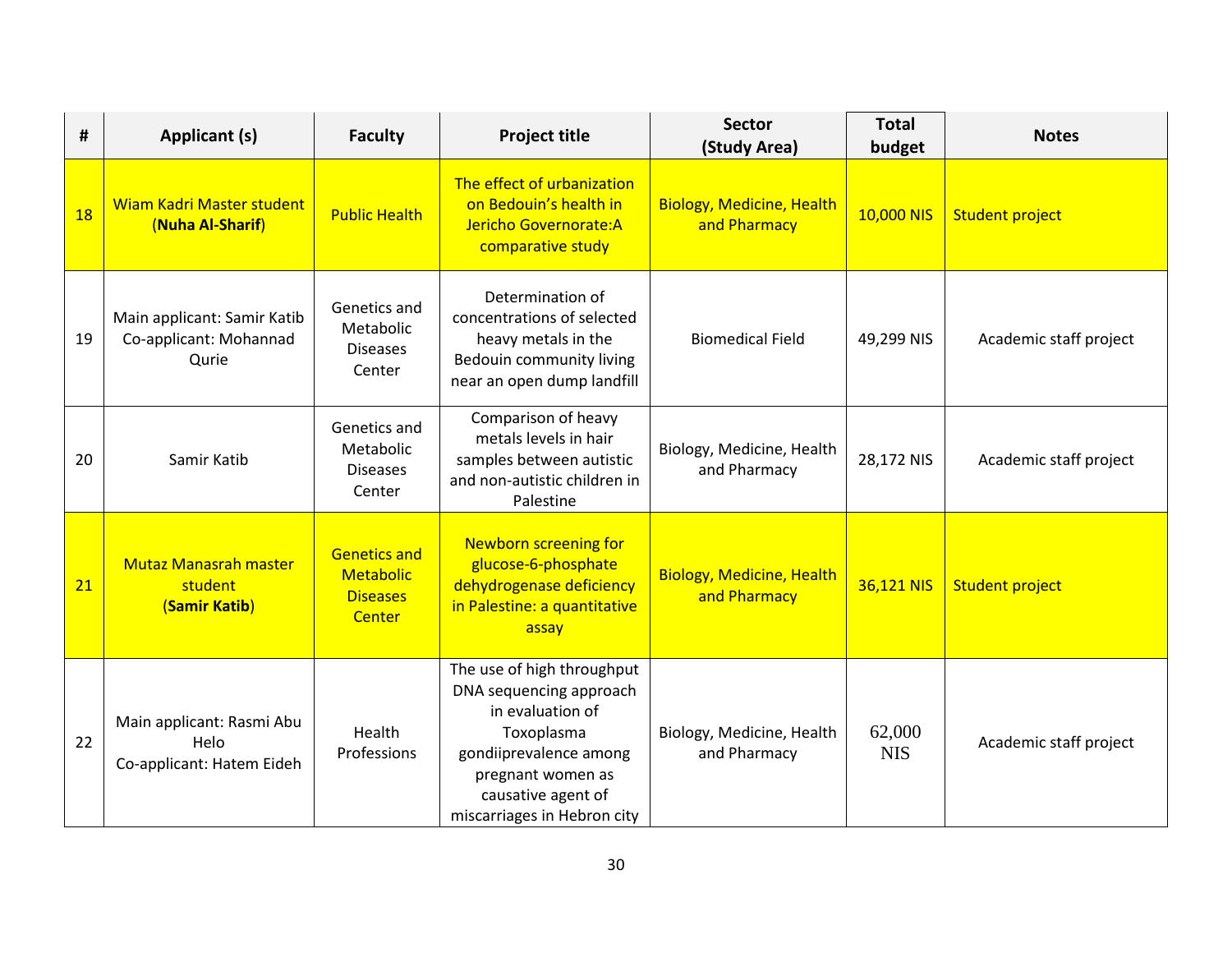| # | Applicant (s) | Faculty | Project title | Sector (Study Area) | Total budget | Notes |
|---|---|---|---|---|---|---|
| 18 | Wiam Kadri Master student (**Nuha Al-Sharif**) | Public Health | The effect of urbanization on Bedouin's health in Jericho Governorate:A comparative study | Biology, Medicine, Health and Pharmacy | 10,000 NIS | Student project |
| 19 | Main applicant: Samir Katib Co-applicant: Mohannad Qurie | Genetics and Metabolic Diseases Center | Determination of concentrations of selected heavy metals in the Bedouin community living near an open dump landfill | Biomedical Field | 49,299 NIS | Academic staff project |
| 20 | Samir Katib | Genetics and Metabolic Diseases Center | Comparison of heavy metals levels in hair samples between autistic and non-autistic children in Palestine | Biology, Medicine, Health and Pharmacy | 28,172 NIS | Academic staff project |
| 21 | Mutaz Manasrah master student (**Samir Katib**) | Genetics and Metabolic Diseases Center | Newborn screening for glucose-6-phosphate dehydrogenase deficiency in Palestine: a quantitative assay | Biology, Medicine, Health and Pharmacy | 36,121 NIS | Student project |
| 22 | Main applicant: Rasmi Abu Helo Co-applicant: Hatem Eideh | Health Professions | The use of high throughput DNA sequencing approach in evaluation of Toxoplasma gondiiprevalence among pregnant women as causative agent of miscarriages in Hebron city | Biology, Medicine, Health and Pharmacy | 62,000 NIS | Academic staff project |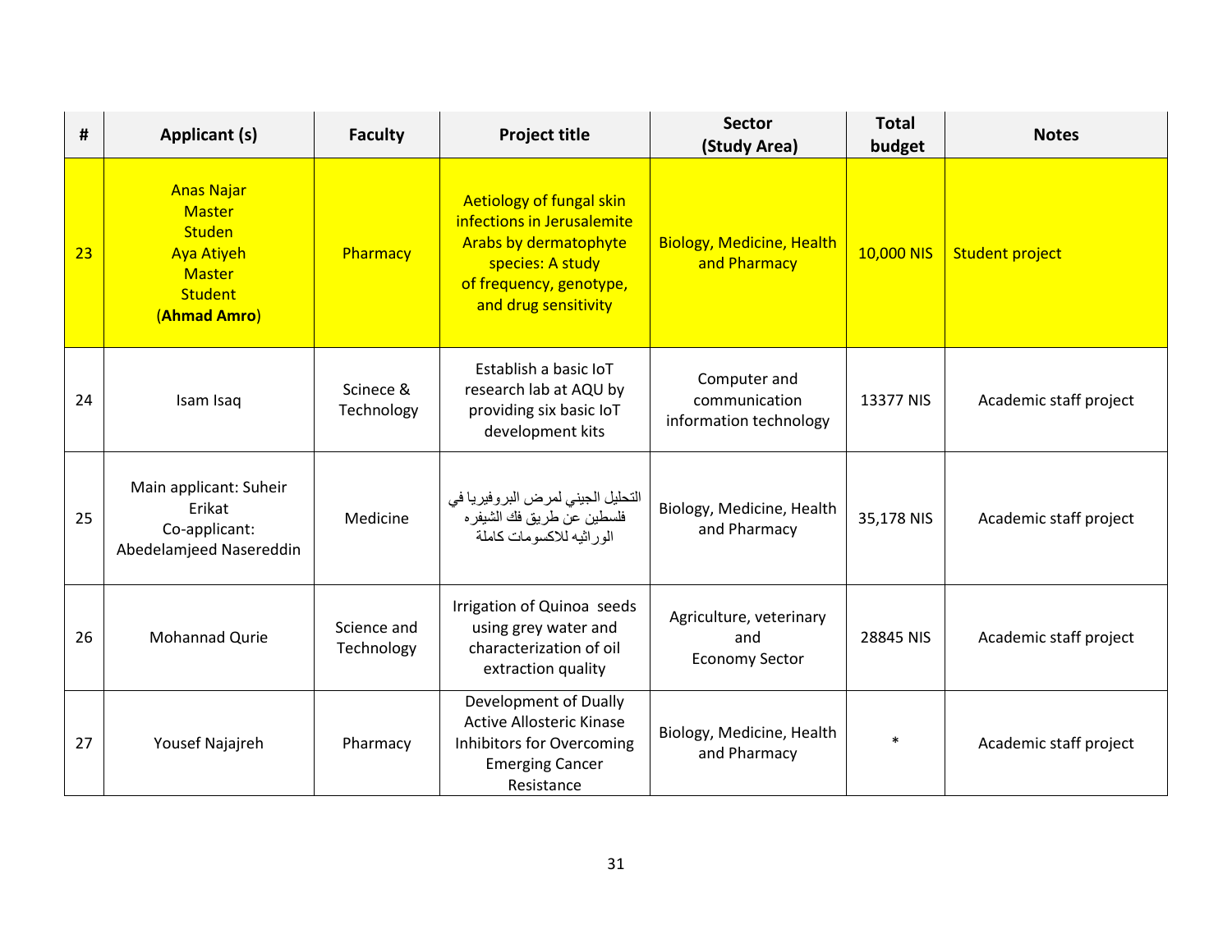| # | Applicant (s) | Faculty | Project title | Sector (Study Area) | Total budget | Notes |
|---|---|---|---|---|---|---|
| 23 | Anas Najar Master Studen Aya Atiyeh Master Student (**Ahmad Amro**) | Pharmacy | Aetiology of fungal skin infections in Jerusalemite Arabs by dermatophyte species: A study of frequency, genotype, and drug sensitivity | Biology, Medicine, Health and Pharmacy | 10,000 NIS | Student project |
| 24 | Isam Isaq | Scinece & Technology | Establish a basic IoT research lab at AQU by providing six basic IoT development kits | Computer and communication information technology | 13377 NIS | Academic staff project |
| 25 | Main applicant: Suheir Erikat Co-applicant: Abedelamjeed Nasereddin | Medicine | التحليل الجيني لمرض البروفيريا في فلسطين عن طريق فك الشيفره الوراثيه للاكسومات كاملة | Biology, Medicine, Health and Pharmacy | 35,178 NIS | Academic staff project |
| 26 | Mohannad Qurie | Science and Technology | Irrigation of Quinoa seeds using grey water and characterization of oil extraction quality | Agriculture, veterinary and Economy Sector | 28845 NIS | Academic staff project |
| 27 | Yousef Najajreh | Pharmacy | Development of Dually Active Allosteric Kinase Inhibitors for Overcoming Emerging Cancer Resistance | Biology, Medicine, Health and Pharmacy | * | Academic staff project |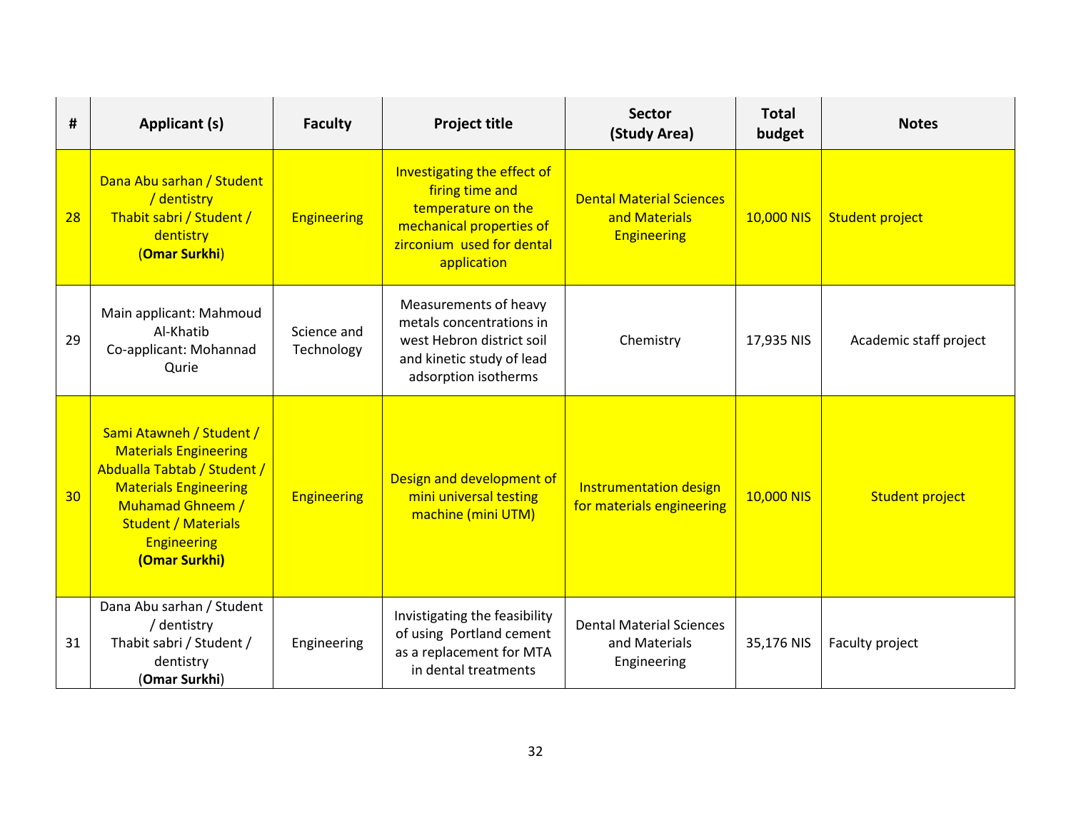| # | Applicant (s) | Faculty | Project title | Sector (Study Area) | Total budget | Notes |
|---|---|---|---|---|---|---|
| 28 | Dana Abu sarhan / Student / dentistry<br>Thabit sabri / Student / dentistry<br>(**Omar Surkhi**) | Engineering | Investigating the effect of firing time and temperature on the mechanical properties of zirconium used for dental application | Dental Material Sciences and Materials Engineering | 10,000 NIS | Student project |
| 29 | Main applicant: Mahmoud Al-Khatib<br>Co-applicant: Mohannad Qurie | Science and Technology | Measurements of heavy metals concentrations in west Hebron district soil and kinetic study of lead adsorption isotherms | Chemistry | 17,935 NIS | Academic staff project |
| 30 | Sami Atawneh / Student / Materials Engineering<br>Abdualla Tabtab / Student / Materials Engineering<br>Muhamad Ghneem / Student / Materials Engineering<br>**(Omar Surkhi)** | Engineering | Design and development of mini universal testing machine (mini UTM) | Instrumentation design for materials engineering | 10,000 NIS | Student project |
| 31 | Dana Abu sarhan / Student / dentistry<br>Thabit sabri / Student / dentistry<br>(**Omar Surkhi**) | Engineering | Invistigating the feasibility of using Portland cement as a replacement for MTA in dental treatments | Dental Material Sciences and Materials Engineering | 35,176 NIS | Faculty project |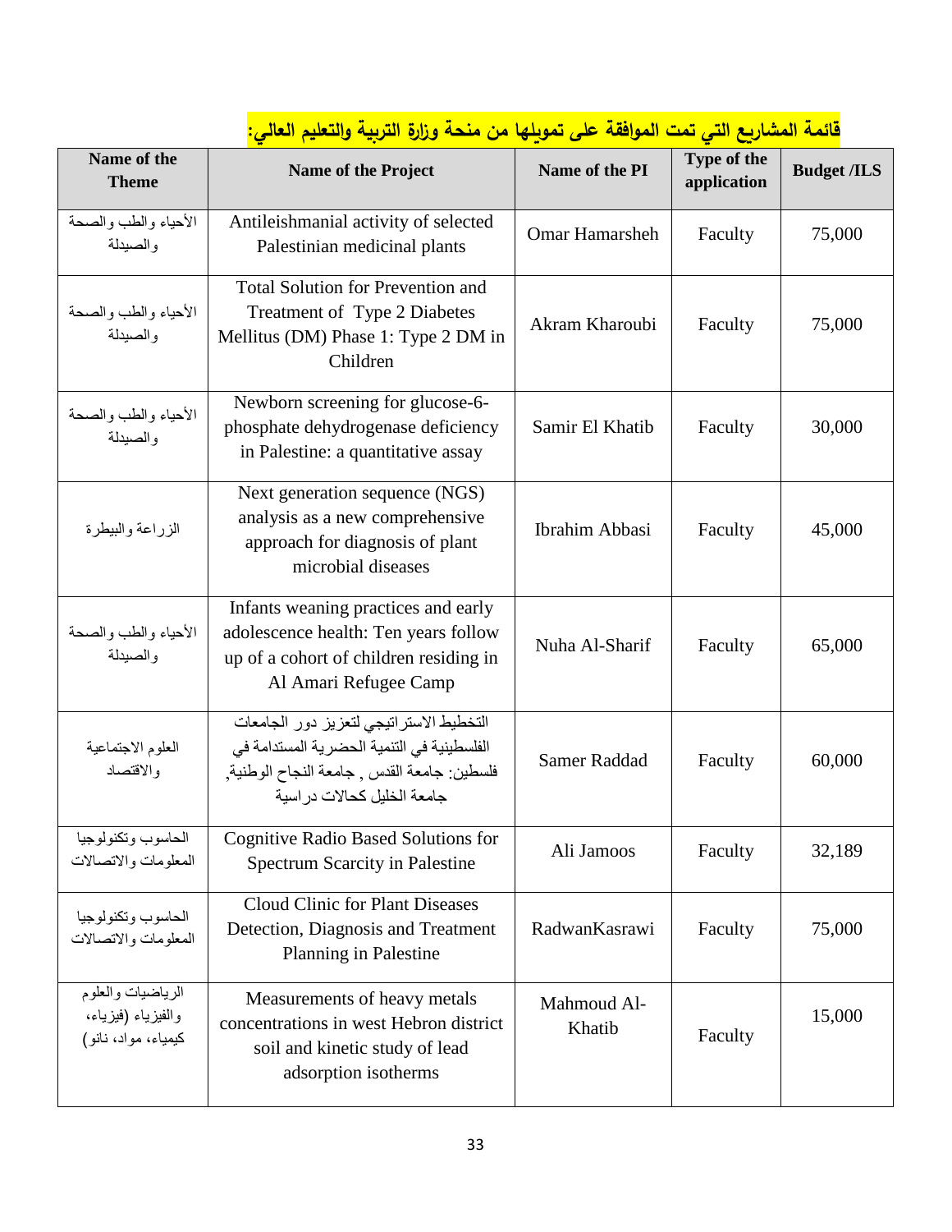**قائمة المشاريع التي تمت الموافقة على تمويلها من منحة وزارة التربية والتعليم العالي:**

| Name of the Theme | Name of the Project | Name of the PI | Type of the application | Budget /ILS |
|---|---|---|---|---|
| الأحياء والطب والصحة والصيدلة | Antileishmanial activity of selected Palestinian medicinal plants | Omar Hamarsheh | Faculty | 75,000 |
| الأحياء والطب والصحة والصيدلة | Total Solution for Prevention and Treatment of Type 2 Diabetes Mellitus (DM) Phase 1: Type 2 DM in Children | Akram Kharoubi | Faculty | 75,000 |
| الأحياء والطب والصحة والصيدلة | Newborn screening for glucose-6-phosphate dehydrogenase deficiency in Palestine: a quantitative assay | Samir El Khatib | Faculty | 30,000 |
| الزراعة والبيطرة | Next generation sequence (NGS) analysis as a new comprehensive approach for diagnosis of plant microbial diseases | Ibrahim Abbasi | Faculty | 45,000 |
| الأحياء والطب والصحة والصيدلة | Infants weaning practices and early adolescence health: Ten years follow up of a cohort of children residing in Al Amari Refugee Camp | Nuha Al-Sharif | Faculty | 65,000 |
| العلوم الاجتماعية والاقتصاد | التخطيط الاستراتيجي لتعزيز دور الجامعات الفلسطينية في التنمية الحضرية المستدامة في فلسطين: جامعة القدس , جامعة النجاح الوطنية, جامعة الخليل كحالات دراسية | Samer Raddad | Faculty | 60,000 |
| الحاسوب وتكنولوجيا المعلومات والاتصالات | Cognitive Radio Based Solutions for Spectrum Scarcity in Palestine | Ali Jamoos | Faculty | 32,189 |
| الحاسوب وتكنولوجيا المعلومات والاتصالات | Cloud Clinic for Plant Diseases Detection, Diagnosis and Treatment Planning in Palestine | RadwanKasrawi | Faculty | 75,000 |
| الرياضيات والعلوم والفيزياء (فيزياء، كيمياء، مواد، نانو) | Measurements of heavy metals concentrations in west Hebron district soil and kinetic study of lead adsorption isotherms | Mahmoud Al-Khatib | Faculty | 15,000 |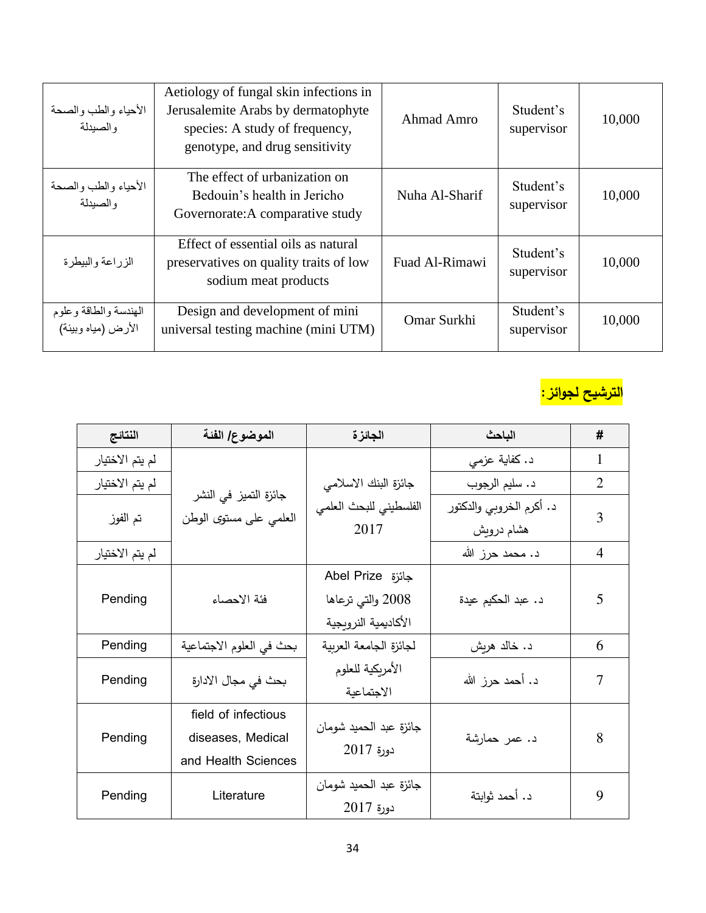| الأحياء والطب والصحة والصيدلة | Aetiology of fungal skin infections in Jerusalemite Arabs by dermatophyte species: A study of frequency, genotype, and drug sensitivity | Ahmad Amro | Student's supervisor | 10,000 |
|---|---|---|---|---|
| الأحياء والطب والصحة والصيدلة | The effect of urbanization on Bedouin's health in Jericho Governorate:A comparative study | Nuha Al-Sharif | Student's supervisor | 10,000 |
| الزراعة والبيطرة | Effect of essential oils as natural preservatives on quality traits of low sodium meat products | Fuad Al-Rimawi | Student's supervisor | 10,000 |
| الهندسة والطاقة وعلوم الأرض (مياه وبيئة) | Design and development of mini universal testing machine (mini UTM) | Omar Surkhi | Student's supervisor | 10,000 |

**الترشيح لجوائز:**

| النتائج | الموضوع/ الفئة | الجائزة | الباحث | # |
|---|---|---|---|---|
| لم يتم الاختيار | جائزة التميز في النشر العلمي على مستوى الوطن | جائزة البنك الاسلامي الفلسطيني للبحث العلمي 2017 | د. كفاية عزمي | 1 |
| لم يتم الاختيار | | | د. سليم الرجوب | 2 |
| تم الفوز | | | د. أكرم الخروبي والدكتور هشام درويش | 3 |
| لم يتم الاختيار | | | د. محمد حرز الله | 4 |
| Pending | فئة الاحصاء | جائزة Abel Prize 2008 والتي ترعاها الأكاديمية النرويجية | د. عبد الحكيم عيدة | 5 |
| Pending | بحث في العلوم الاجتماعية | لجائزة الجامعة العربية الأمريكية للعلوم الاجتماعية | د. خالد هريش | 6 |
| Pending | بحث في مجال الادارة | | د. أحمد حرز الله | 7 |
| Pending | field of infectious diseases, Medical and Health Sciences | جائزة عبد الحميد شومان دورة 2017 | د. عمر حمارشة | 8 |
| Pending | Literature | جائزة عبد الحميد شومان دورة 2017 | د. أحمد ثوابتة | 9 |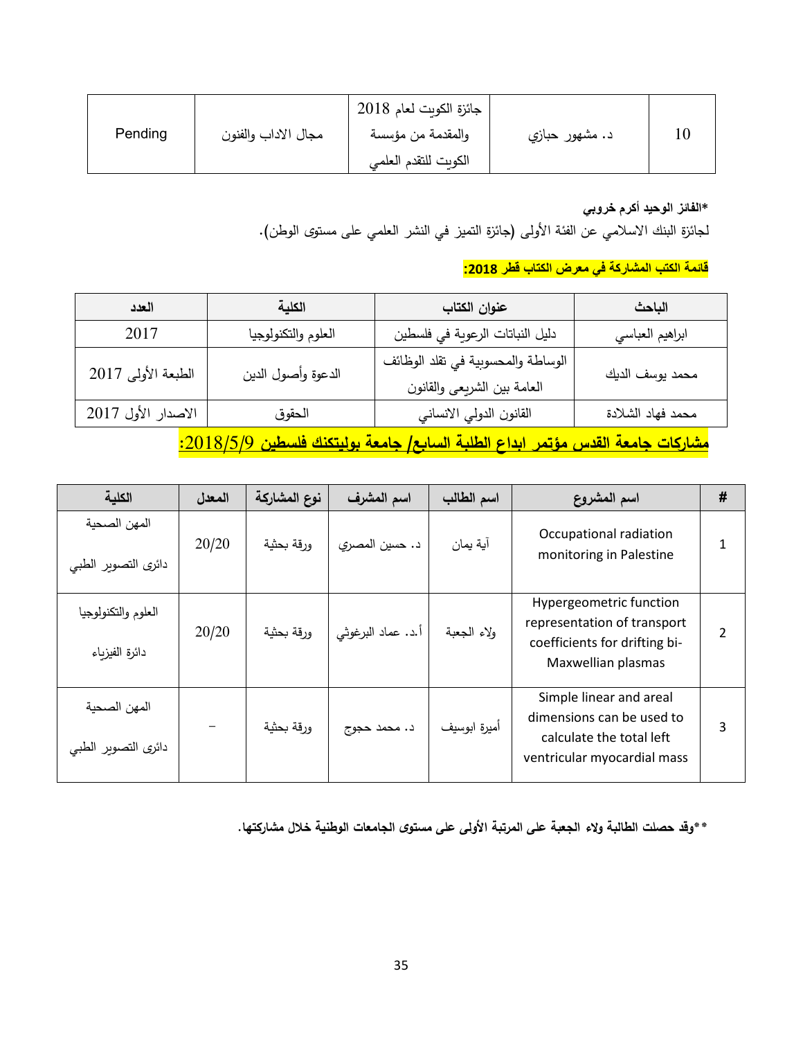| 10 | د. مشهور حبازي | جائزة الكويت لعام 2018 والمقدمة من مؤسسة الكويت للتقدم العلمي | مجال الاداب والفنون | Pending |
|---|---|---|---|---|

**\*الفائز الوحيد أكرم خروبي**

لجائزة البنك الاسلامي عن الفئة الأولى (جائزة التميز في النشر العلمي على مستوى الوطن).

**قائمة الكتب المشاركة في معرض الكتاب قطر 2018:**

| الباحث | عنوان الكتاب | الكلية | العدد |
|---|---|---|---|
| ابراهيم العباسي | دليل النباتات الرعوية في فلسطين | العلوم والتكنولوجيا | 2017 |
| محمد يوسف الديك | الوساطة والمحسوبية في تقلد الوظائف العامة بين الشريعى والقانون | الدعوة وأصول الدين | الطبعة الأولى 2017 |
| محمد فهاد الشلادة | القانون الدولي الانساني | الحقوق | الاصدار الأول 2017 |

**مشاركات جامعة القدس مؤتمر ابداع الطلبة السابع/ جامعة بوليتكنك فلسطين 2018/5/9:**

| # | اسم المشروع | اسم الطالب | اسم المشرف | نوع المشاركة | المعدل | الكلية |
|---|---|---|---|---|---|---|
| 1 | Occupational radiation monitoring in Palestine | آية يمان | د. حسين المصري | ورقة بحثية | 20/20 | المهن الصحية دائرى التصوير الطبي |
| 2 | Hypergeometric function representation of transport coefficients for drifting bi-Maxwellian plasmas | ولاء الجعبة | أ.د. عماد البرغوثي | ورقة بحثية | 20/20 | العلوم والتكنولوجيا دائرة الفيزياء |
| 3 | Simple linear and areal dimensions can be used to calculate the total left ventricular myocardial mass | أميرة ابوسيف | د. محمد حجوج | ورقة بحثية | – | المهن الصحية دائرى التصوير الطبي |

**\*\*وقد حصلت الطالبة ولاء الجعبة على المرتبة الأولى على مستوى الجامعات الوطنية خلال مشاركتها.**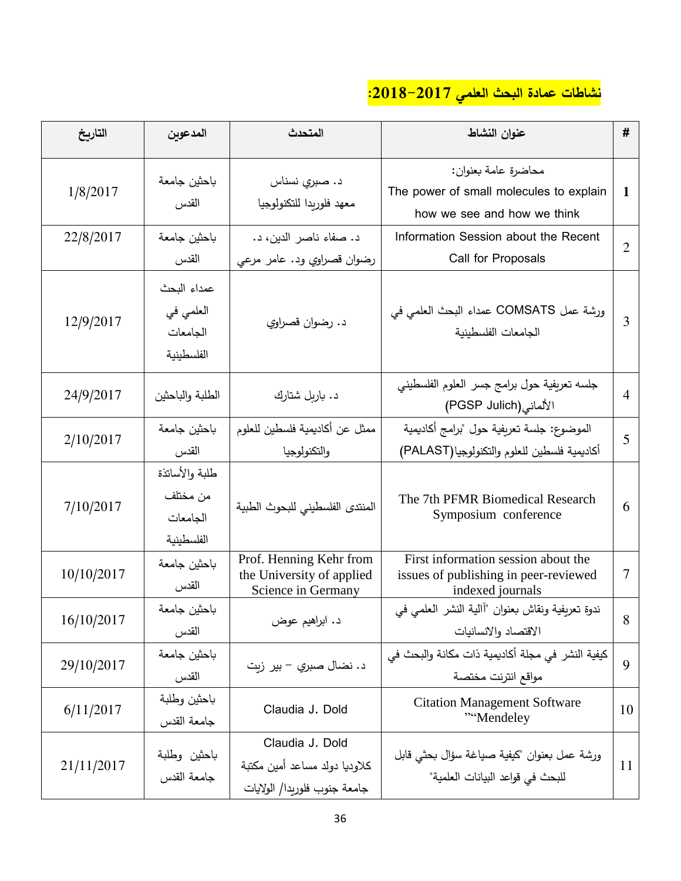## نشاطات عمادة البحث العلمي 2017-2018:

| # | عنوان النشاط | المتحدث | المدعوين | التاريخ |
|---|---|---|---|---|
| 1 | محاضرة عامة بعنوان: The power of small molecules to explain how we see and how we think | د. صبري نساس معهد فلوريدا للتكنولوجيا | باحثين جامعة القدس | 1/8/2017 |
| 2 | Information Session about the Recent Call for Proposals | د. صفاء ناصر الدين، د. رضوان قصراوي ود. عامر مرعي | باحثين جامعة القدس | 22/8/2017 |
| 3 | ورشة عمل COMSATS عمداء البحث العلمي في الجامعات الفلسطينية | د. رضوان قصراوي | عمداء البحث العلمي في الجامعات الفلسطينية | 12/9/2017 |
| 4 | جلسه تعريفية حول برامج جسر العلوم الفلسطيني الألماني(PGSP Julich) | د. باربل شتارك | الطلبة والباحثين | 24/9/2017 |
| 5 | الموضوع: جلسة تعريفية حول "برامج أكاديمية أكاديمية فلسطين للعلوم والتكنولوجيا(PALAST) | ممثل عن أكاديمية فلسطين للعلوم والتكنولوجيا | باحثين جامعة القدس | 2/10/2017 |
| 6 | The 7th PFMR Biomedical Research Symposium conference | المنتدى الفلسطيني للبحوث الطبية | طلبة والأساتذة من مختلف الجامعات الفلسطينية | 7/10/2017 |
| 7 | First information session about the issues of publishing in peer-reviewed indexed journals | Prof. Henning Kehr from the University of applied Science in Germany | باحثين جامعة القدس | 10/10/2017 |
| 8 | ندوة تعريفية ونقاش بعنوان "آالية النشر العلمي في الاقتصاد والانسانيات | د. ابراهيم عوض | باحثين جامعة القدس | 16/10/2017 |
| 9 | كيفية النشر في مجلة أكاديمية ذات مكانة والبحث في مواقع انترنت مختصة | د. نضال صبري – بير زيت | باحثين جامعة القدس | 29/10/2017 |
| 10 | Citation Management Software "Mendeley" | Claudia J. Dold | باحثين وطلبة جامعة القدس | 6/11/2017 |
| 11 | ورشة عمل بعنوان "كيفية صياغة سؤال بحثي قابل للبحث في قواعد البيانات العلمية" | Claudia J. Dold كلاوديا دولد مساعد أمين مكتبة جامعة جنوب فلوريدا/ الولايات | باحثين وطلبة جامعة القدس | 21/11/2017 |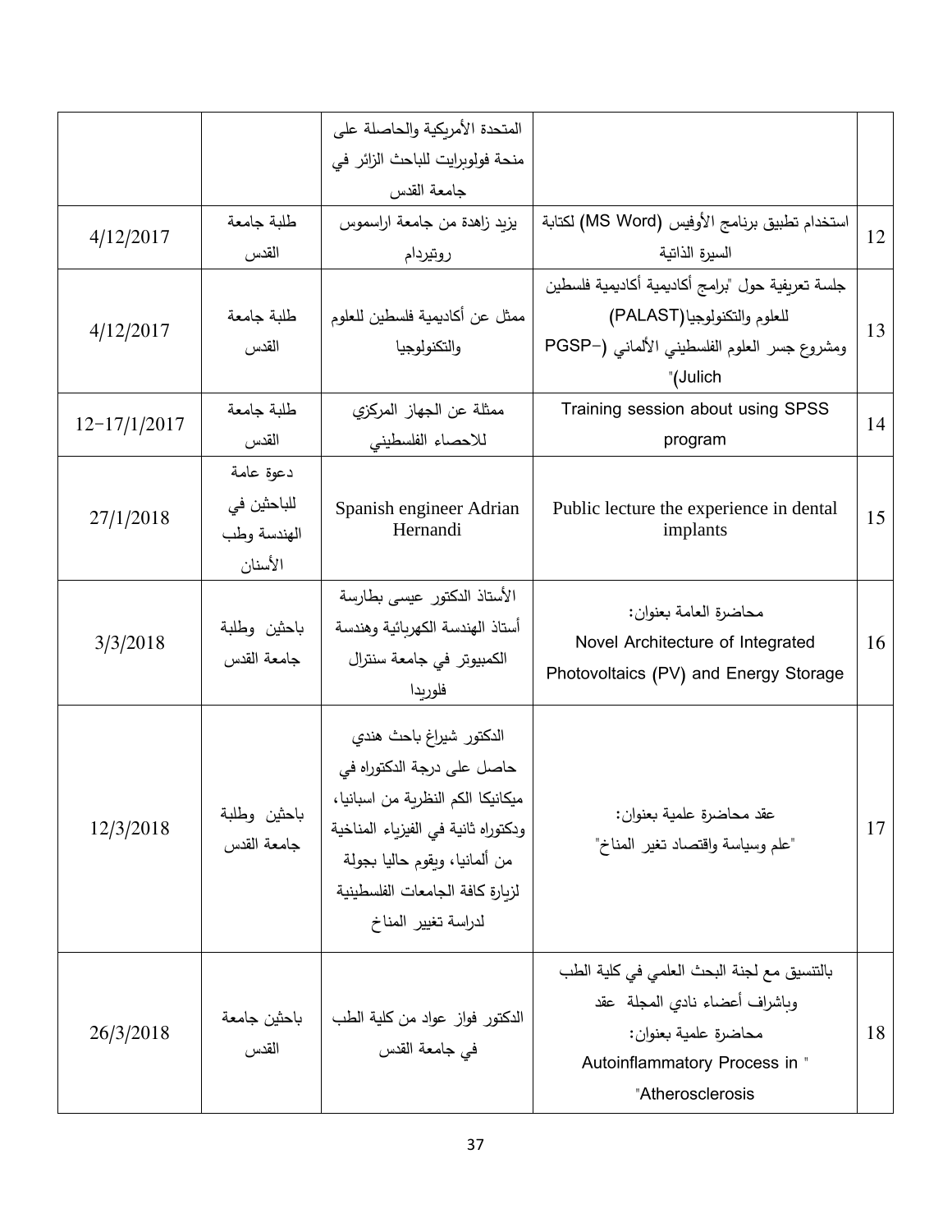| | | | | |
|---|---|---|---|---|
| | | المتحدة الأمريكية والحاصلة على منحة فولبرايت للباحث الزائر في جامعة القدس | | |
| 12 | استخدام تطبيق برنامج الأوفيس (MS Word) لكتابة السيرة الذاتية | يزيد زاهدة من جامعة اراسموس روتيردام | طلبة جامعة القدس | 4/12/2017 |
| 13 | جلسة تعريفية حول "برامج أكاديمية أكاديمية فلسطين للعلوم والتكنولوجيا(PALAST) ومشروع جسر العلوم الفلسطيني الألماني (PGSP-Julich)" | ممثل عن أكاديمية فلسطين للعلوم والتكنولوجيا | طلبة جامعة القدس | 4/12/2017 |
| 14 | Training session about using SPSS program | ممثلة عن الجهاز المركزي للاحصاء الفلسطيني | طلبة جامعة القدس | 12-17/1/2017 |
| 15 | Public lecture the experience in dental implants | Spanish engineer Adrian Hernandi | دعوة عامة للباحثين في الهندسة وطب الأسنان | 27/1/2018 |
| 16 | محاضرة العامة بعنوان: Novel Architecture of Integrated Photovoltaics (PV) and Energy Storage | الأستاذ الدكتور عيسى بطارسة أستاذ الهندسة الكهربائية وهندسة الكمبيوتر في جامعة سنترال فلوريدا | باحثين وطلبة جامعة القدس | 3/3/2018 |
| 17 | عقد محاضرة علمية بعنوان: "علم وسياسة واقتصاد تغير المناخ" | الدكتور شيراغ باحث هندي حاصل على درجة الدكتوراه في ميكانيكا الكم النظرية من اسبانيا، ودكتوراه ثانية في الفيزياء المناخية من ألمانيا، ويقوم حاليا بجولة لزيارة كافة الجامعات الفلسطينية لدراسة تغيير المناخ | باحثين وطلبة جامعة القدس | 12/3/2018 |
| 18 | بالتنسيق مع لجنة البحث العلمي في كلية الطب وباشراف أعضاء نادي المجلة عقد محاضرة علمية بعنوان: " Autoinflammatory Process in Atherosclerosis" | الدكتور فواز عواد من كلية الطب في جامعة القدس | باحثين جامعة القدس | 26/3/2018 |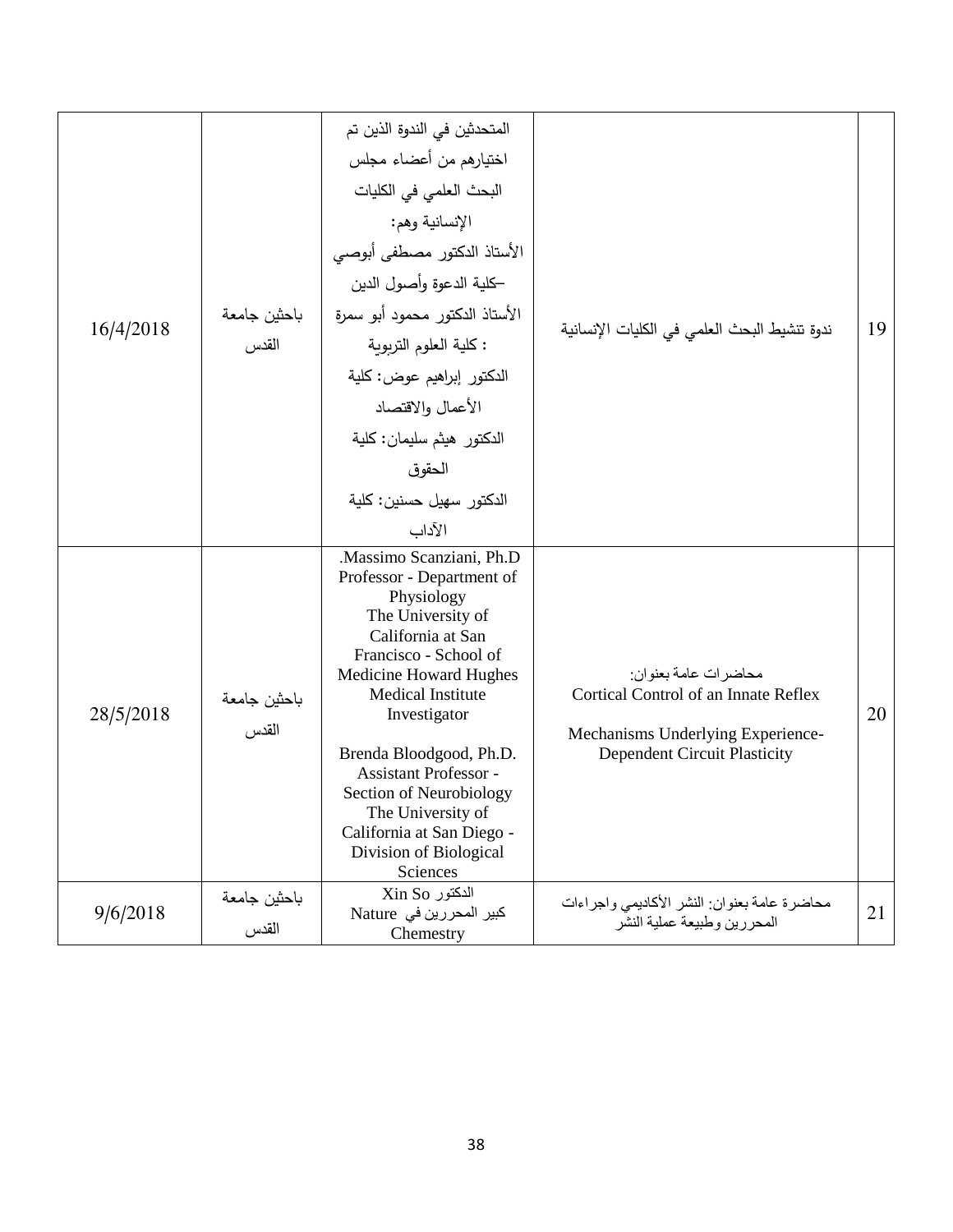| | | | | |
|---|---|---|---|---|
| 16/4/2018 | باحثين جامعة القدس | المتحدثين في الندوة الذين تم اختيارهم من أعضاء مجلس البحث العلمي في الكليات الإنسانية وهم: الأستاذ الدكتور مصطفى أبوصي –كلية الدعوة وأصول الدين الأستاذ الدكتور محمود أبو سمرة : كلية العلوم التربوية الدكتور إبراهيم عوض: كلية الأعمال والاقتصاد الدكتور هيثم سليمان: كلية الحقوق الدكتور سهيل حسنين: كلية الآداب | ندوة تنشيط البحث العلمي في الكليات الإنسانية | 19 |
| 28/5/2018 | باحثين جامعة القدس | .Massimo Scanziani, Ph.D Professor - Department of Physiology The University of California at San Francisco - School of Medicine Howard Hughes Medical Institute Investigator<br><br>Brenda Bloodgood, Ph.D. Assistant Professor - Section of Neurobiology The University of California at San Diego - Division of Biological Sciences | محاضرات عامة بعنوان: Cortical Control of an Innate Reflex<br><br>Mechanisms Underlying Experience-Dependent Circuit Plasticity | 20 |
| 9/6/2018 | باحثين جامعة القدس | الدكتور Xin So كبير المحررين في Nature Chemestry | محاضرة عامة بعنوان: النشر الأكاديمي واجراءات المحررين وطبيعة عملية النشر | 21 |